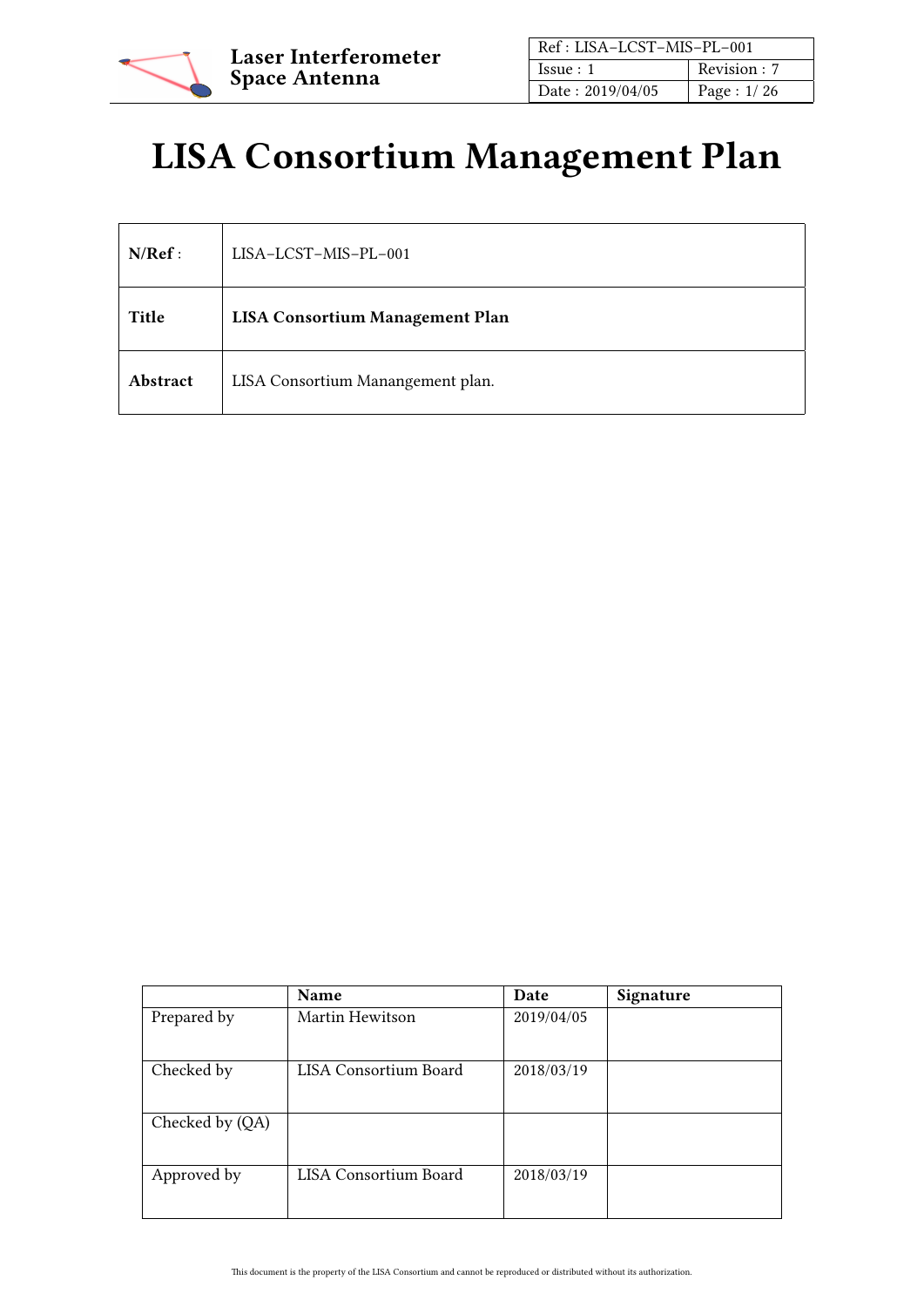# LISA Consortium Management Plan

| **N/Ref** : | LISA–LCST–MIS–PL–001 |
| --- | --- |
| **Title** | **LISA Consortium Management Plan** |
| **Abstract** | LISA Consortium Manangement plan. |

| | **Name** | **Date** | **Signature** |
| --- | --- | --- | --- |
| Prepared by | Martin Hewitson | 2019/04/05 | |
| Checked by | LISA Consortium Board | 2018/03/19 | |
| Checked by (QA) | | | |
| Approved by | LISA Consortium Board | 2018/03/19 | |

This document is the property of the LISA Consortium and cannot be reproduced or distributed without its authorization.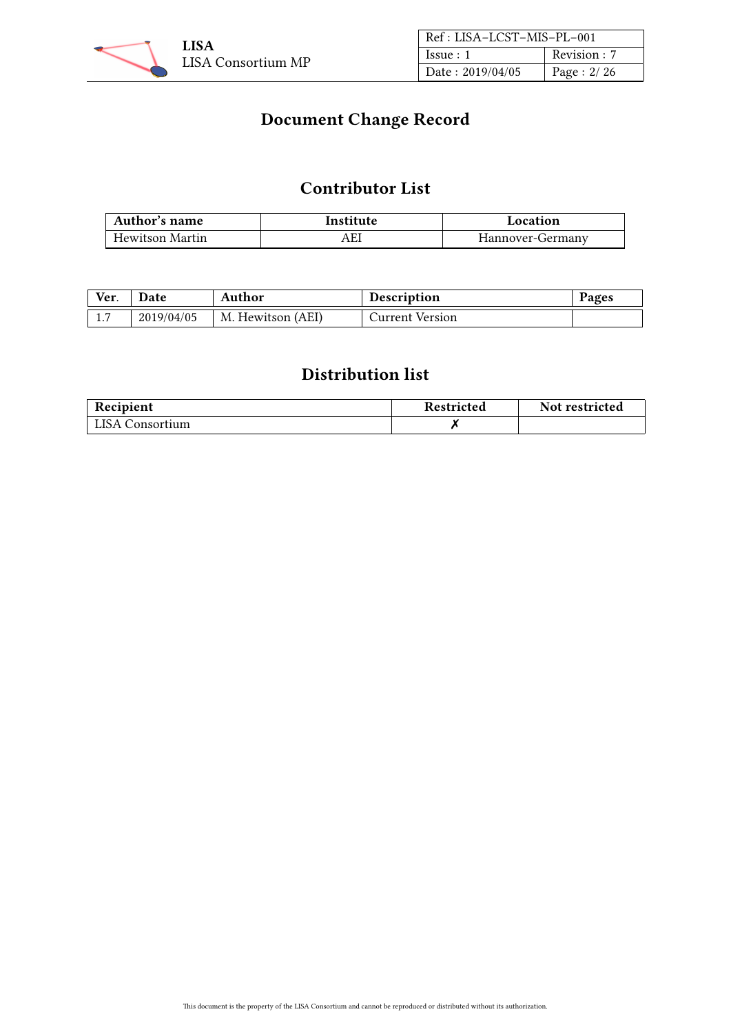# Document Change Record

## Contributor List

| Author's name | Institute | Location |
|---|---|---|
| Hewitson Martin | AEI | Hannover-Germany |

| Ver. | Date | Author | Description | Pages |
|---|---|---|---|---|
| 1.7 | 2019/04/05 | M. Hewitson (AEI) | Current Version | |

## Distribution list

| Recipient | Restricted | Not restricted |
|---|---|---|
| LISA Consortium | ✗ | |

This document is the property of the LISA Consortium and cannot be reproduced or distributed without its authorization.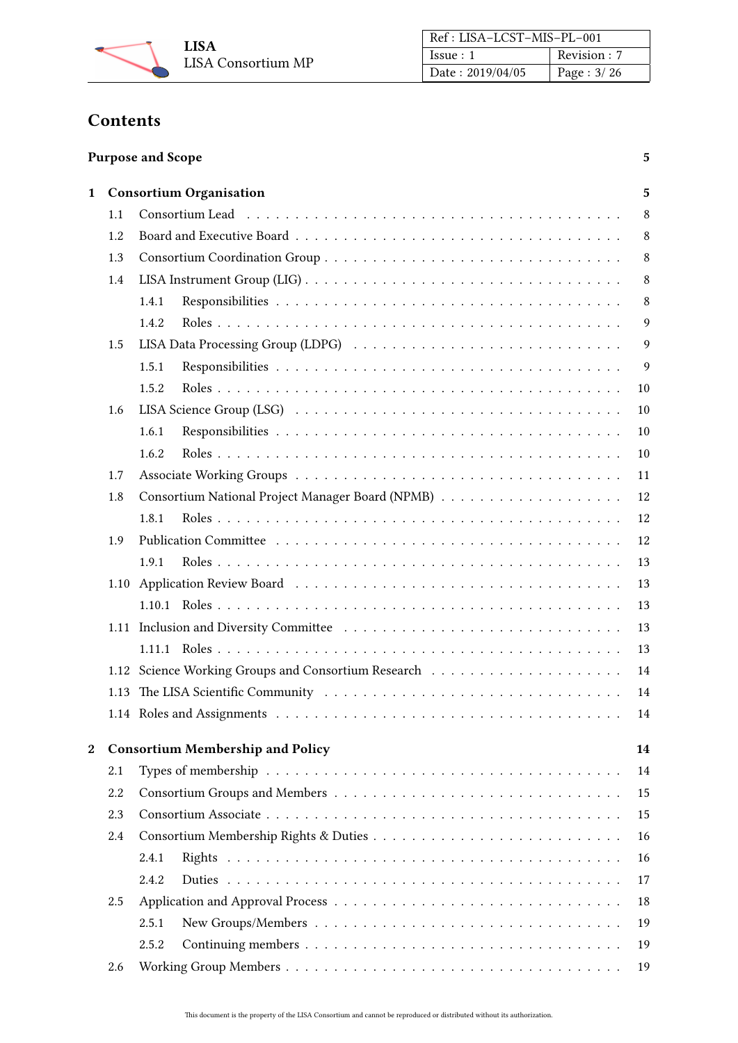# Contents

| | | |
|---|---|---|
| **Purpose and Scope** | | **5** |
| **1** | **Consortium Organisation** | **5** |
| 1.1 | Consortium Lead | 8 |
| 1.2 | Board and Executive Board | 8 |
| 1.3 | Consortium Coordination Group | 8 |
| 1.4 | LISA Instrument Group (LIG) | 8 |
| 1.4.1 | Responsibilities | 8 |
| 1.4.2 | Roles | 9 |
| 1.5 | LISA Data Processing Group (LDPG) | 9 |
| 1.5.1 | Responsibilities | 9 |
| 1.5.2 | Roles | 10 |
| 1.6 | LISA Science Group (LSG) | 10 |
| 1.6.1 | Responsibilities | 10 |
| 1.6.2 | Roles | 10 |
| 1.7 | Associate Working Groups | 11 |
| 1.8 | Consortium National Project Manager Board (NPMB) | 12 |
| 1.8.1 | Roles | 12 |
| 1.9 | Publication Committee | 12 |
| 1.9.1 | Roles | 13 |
| 1.10 | Application Review Board | 13 |
| 1.10.1 | Roles | 13 |
| 1.11 | Inclusion and Diversity Committee | 13 |
| 1.11.1 | Roles | 13 |
| 1.12 | Science Working Groups and Consortium Research | 14 |
| 1.13 | The LISA Scientific Community | 14 |
| 1.14 | Roles and Assignments | 14 |
| **2** | **Consortium Membership and Policy** | **14** |
| 2.1 | Types of membership | 14 |
| 2.2 | Consortium Groups and Members | 15 |
| 2.3 | Consortium Associate | 15 |
| 2.4 | Consortium Membership Rights & Duties | 16 |
| 2.4.1 | Rights | 16 |
| 2.4.2 | Duties | 17 |
| 2.5 | Application and Approval Process | 18 |
| 2.5.1 | New Groups/Members | 19 |
| 2.5.2 | Continuing members | 19 |
| 2.6 | Working Group Members | 19 |

This document is the property of the LISA Consortium and cannot be reproduced or distributed without its authorization.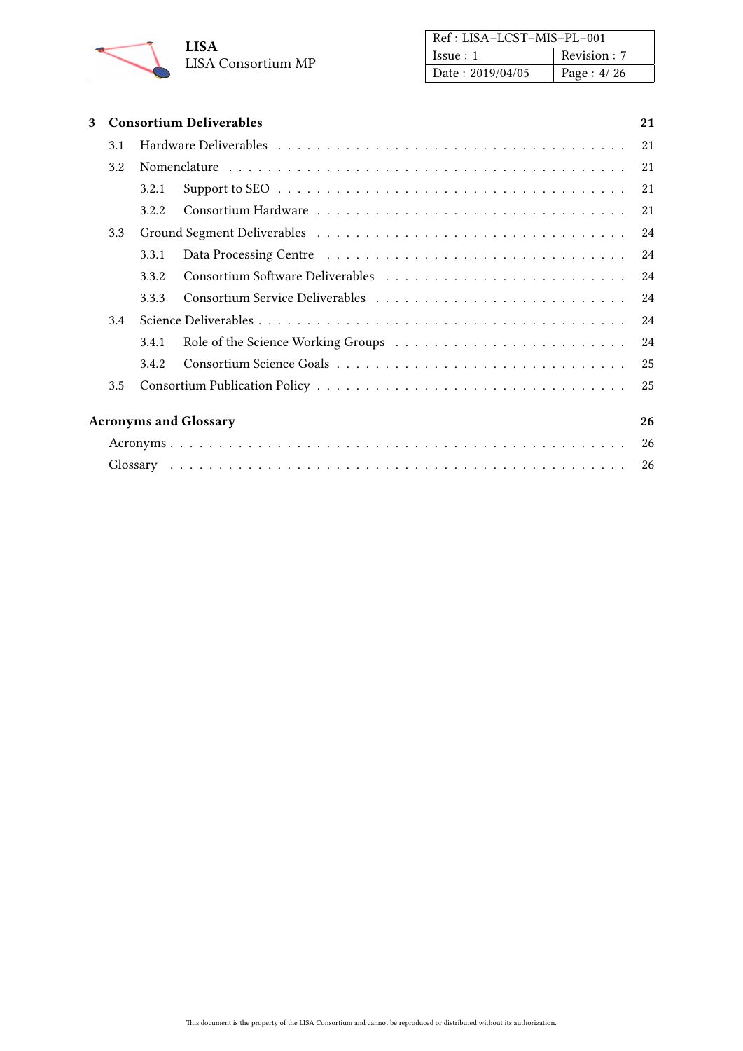**3 Consortium Deliverables** — **21**

- 3.1 Hardware Deliverables — 21
- 3.2 Nomenclature — 21
  - 3.2.1 Support to SEO — 21
  - 3.2.2 Consortium Hardware — 21
- 3.3 Ground Segment Deliverables — 24
  - 3.3.1 Data Processing Centre — 24
  - 3.3.2 Consortium Software Deliverables — 24
  - 3.3.3 Consortium Service Deliverables — 24
- 3.4 Science Deliverables — 24
  - 3.4.1 Role of the Science Working Groups — 24
  - 3.4.2 Consortium Science Goals — 25
- 3.5 Consortium Publication Policy — 25

**Acronyms and Glossary** — **26**

- Acronyms — 26
- Glossary — 26

This document is the property of the LISA Consortium and cannot be reproduced or distributed without its authorization.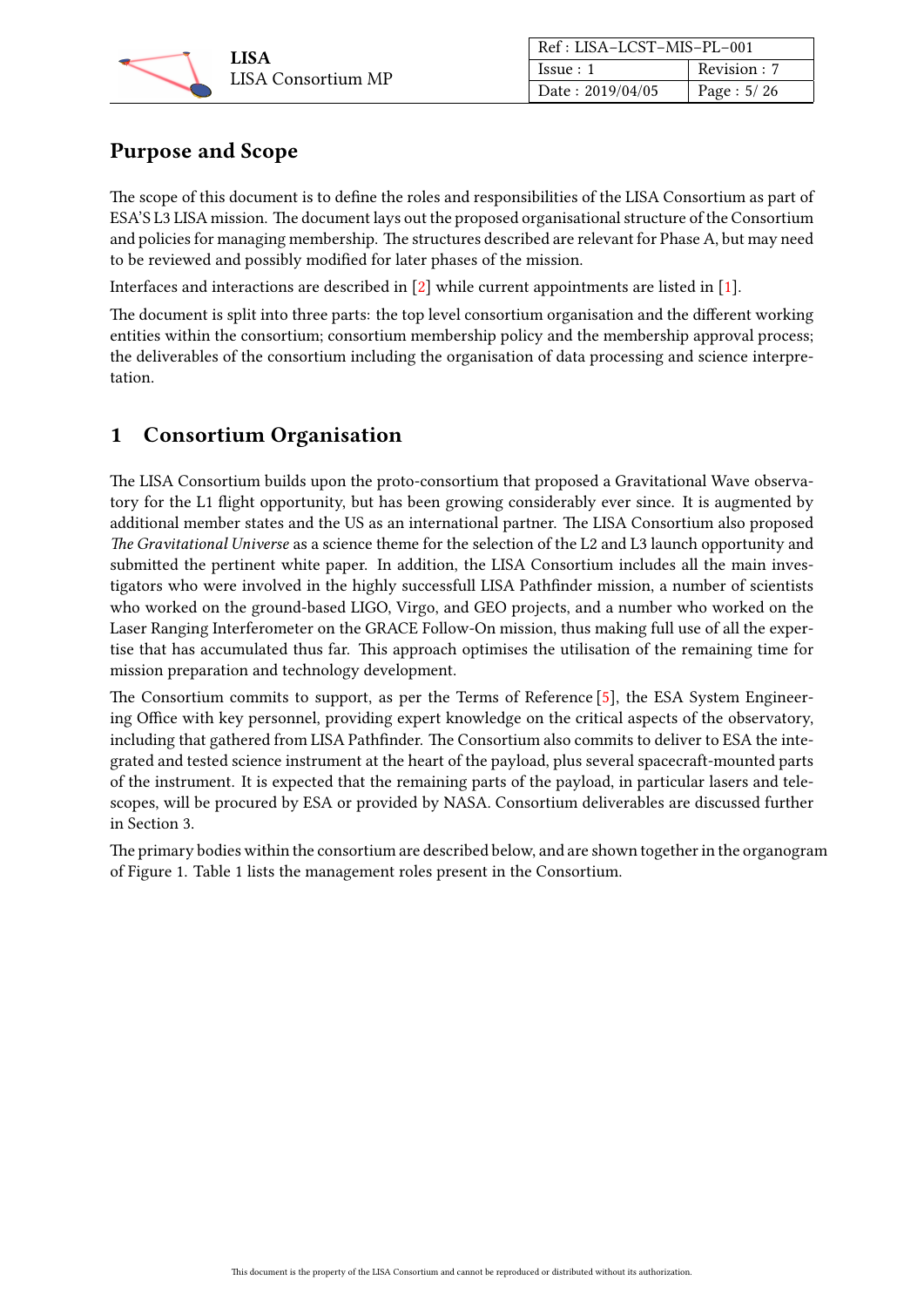## Purpose and Scope

The scope of this document is to define the roles and responsibilities of the LISA Consortium as part of ESA'S L3 LISA mission. The document lays out the proposed organisational structure of the Consortium and policies for managing membership. The structures described are relevant for Phase A, but may need to be reviewed and possibly modified for later phases of the mission.

Interfaces and interactions are described in [2] while current appointments are listed in [1].

The document is split into three parts: the top level consortium organisation and the different working entities within the consortium; consortium membership policy and the membership approval process; the deliverables of the consortium including the organisation of data processing and science interpretation.

## 1 Consortium Organisation

The LISA Consortium builds upon the proto-consortium that proposed a Gravitational Wave observatory for the L1 flight opportunity, but has been growing considerably ever since. It is augmented by additional member states and the US as an international partner. The LISA Consortium also proposed *The Gravitational Universe* as a science theme for the selection of the L2 and L3 launch opportunity and submitted the pertinent white paper. In addition, the LISA Consortium includes all the main investigators who were involved in the highly successfull LISA Pathfinder mission, a number of scientists who worked on the ground-based LIGO, Virgo, and GEO projects, and a number who worked on the Laser Ranging Interferometer on the GRACE Follow-On mission, thus making full use of all the expertise that has accumulated thus far. This approach optimises the utilisation of the remaining time for mission preparation and technology development.

The Consortium commits to support, as per the Terms of Reference [5], the ESA System Engineering Office with key personnel, providing expert knowledge on the critical aspects of the observatory, including that gathered from LISA Pathfinder. The Consortium also commits to deliver to ESA the integrated and tested science instrument at the heart of the payload, plus several spacecraft-mounted parts of the instrument. It is expected that the remaining parts of the payload, in particular lasers and telescopes, will be procured by ESA or provided by NASA. Consortium deliverables are discussed further in Section 3.

The primary bodies within the consortium are described below, and are shown together in the organogram of Figure 1. Table 1 lists the management roles present in the Consortium.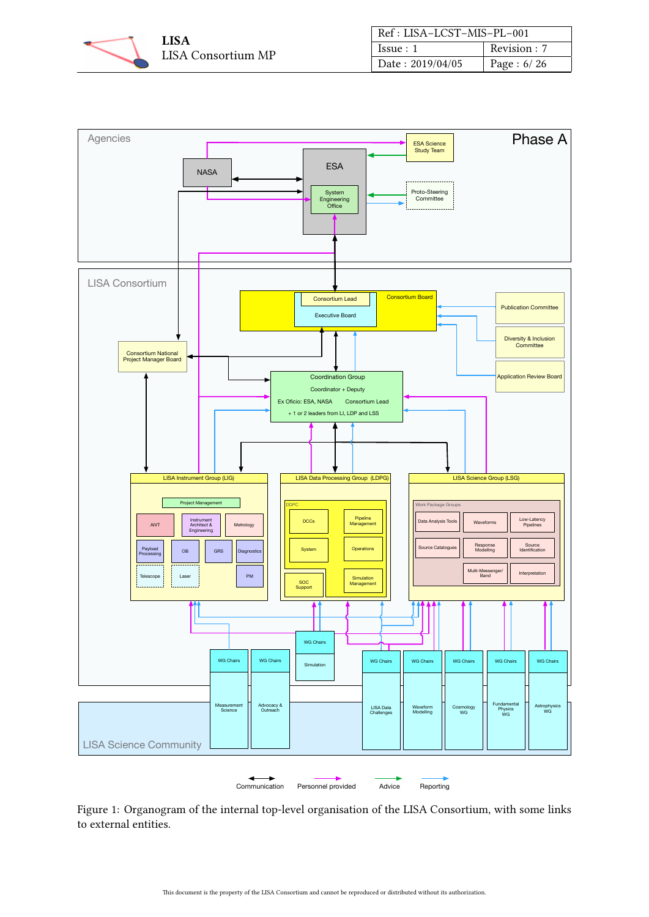Agencies

Phase A

NASA

ESA

System Engineering Office

ESA Science Study Team

Proto-Steering Committee

LISA Consortium

Consortium Lead

Executive Board

Consortium Board

Publication Committee

Diversity & Inclusion Committee

Application Review Board

Consortium National Project Manager Board

Coordination Group

Coordinator + Deputy

Ex Oficio: ESA, NASA     Consortium Lead

+ 1 or 2 leaders from LI, LDP and LSS

LISA Instrument Group (LIG)

Project Management

AIVT

Instrument Architect & Engineering

Metrology

Payload Processing

OB

GRS

Diagnostics

Telescope

Laser

PM

LISA Data Processing Group (LDPG)

DDPC

DCCs

Pipeline Management

System

Operations

SOC Support

Simulation Management

LISA Science Group (LSG)

Work Package Groups

Data Analysis Tools

Waveforms

Low-Latency Pipelines

Source Catalogues

Response Modelling

Source Identification

Multi-Messenger/ Band

Interpretation

WG Chairs

Simulation

WG Chairs — Measurement Science

WG Chairs — Advocacy & Outreach

WG Chairs — LISA Data Challenges

WG Chairs — Waveform Modelling

WG Chairs — Cosmology WG

WG Chairs — Fundamental Physics WG

WG Chairs — Astrophysics WG

LISA Science Community

Communication    Personnel provided    Advice    Reporting

Figure 1: Organogram of the internal top-level organisation of the LISA Consortium, with some links to external entities.

This document is the property of the LISA Consortium and cannot be reproduced or distributed without its authorization.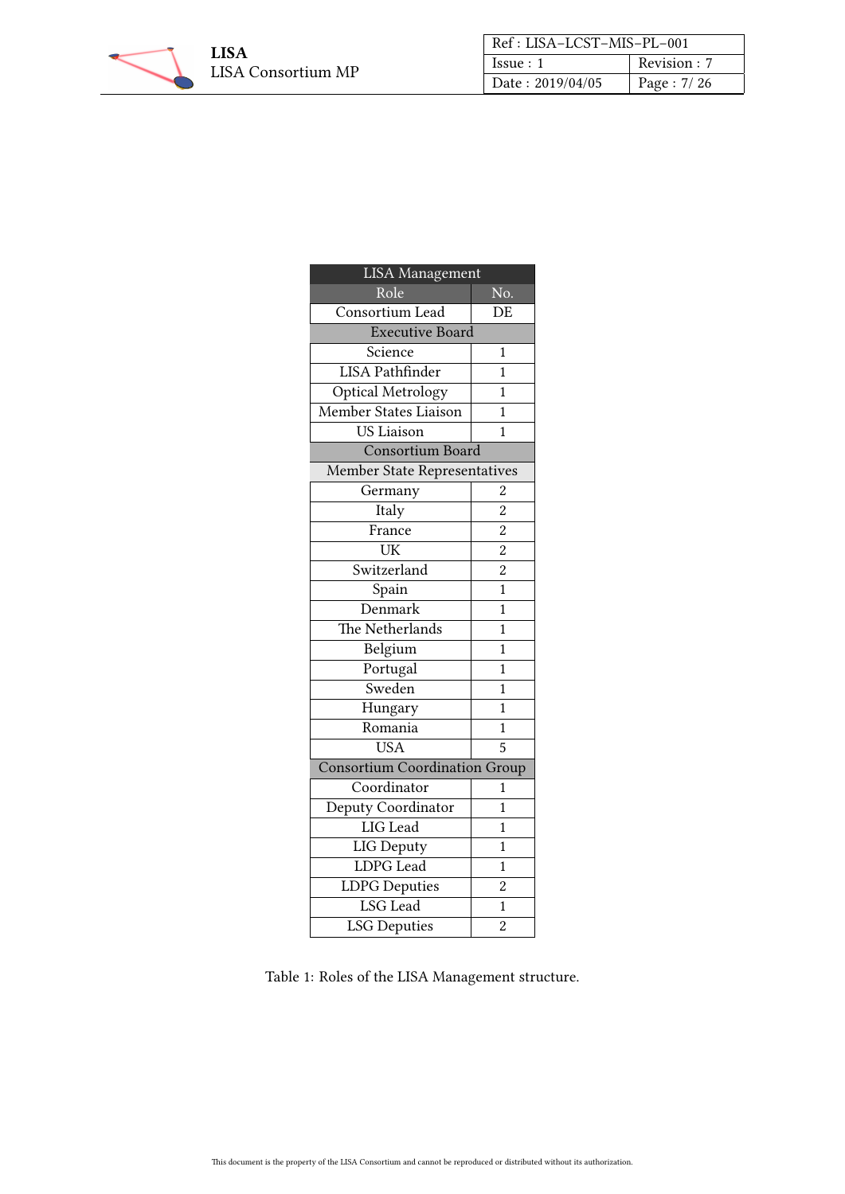| LISA Management | |
|---|---|
| Role | No. |
| Consortium Lead | DE |
| Executive Board | |
| Science | 1 |
| LISA Pathfinder | 1 |
| Optical Metrology | 1 |
| Member States Liaison | 1 |
| US Liaison | 1 |
| Consortium Board | |
| Member State Representatives | |
| Germany | 2 |
| Italy | 2 |
| France | 2 |
| UK | 2 |
| Switzerland | 2 |
| Spain | 1 |
| Denmark | 1 |
| The Netherlands | 1 |
| Belgium | 1 |
| Portugal | 1 |
| Sweden | 1 |
| Hungary | 1 |
| Romania | 1 |
| USA | 5 |
| Consortium Coordination Group | |
| Coordinator | 1 |
| Deputy Coordinator | 1 |
| LIG Lead | 1 |
| LIG Deputy | 1 |
| LDPG Lead | 1 |
| LDPG Deputies | 2 |
| LSG Lead | 1 |
| LSG Deputies | 2 |

Table 1: Roles of the LISA Management structure.

This document is the property of the LISA Consortium and cannot be reproduced or distributed without its authorization.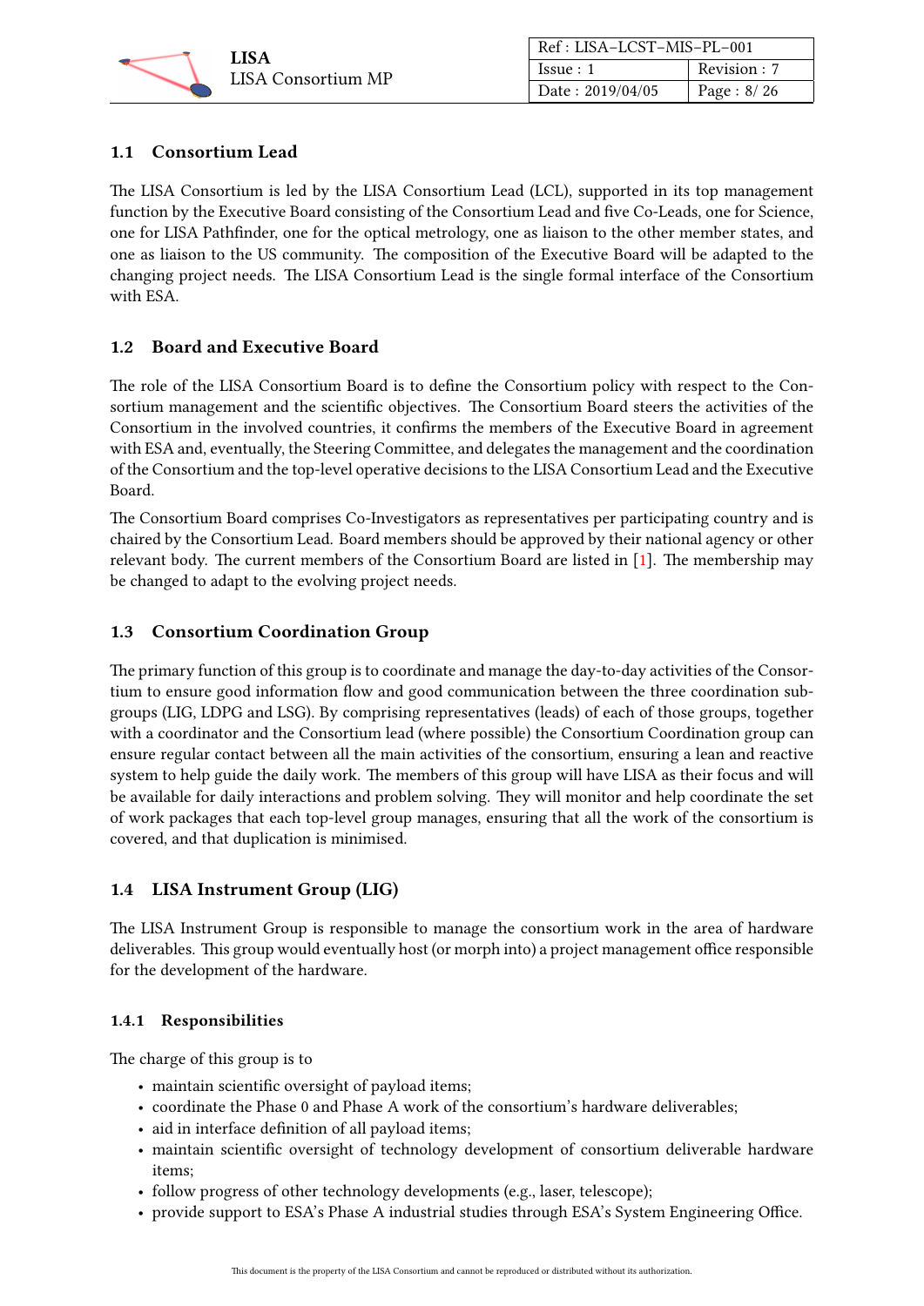## 1.1 Consortium Lead

The LISA Consortium is led by the LISA Consortium Lead (LCL), supported in its top management function by the Executive Board consisting of the Consortium Lead and five Co-Leads, one for Science, one for LISA Pathfinder, one for the optical metrology, one as liaison to the other member states, and one as liaison to the US community. The composition of the Executive Board will be adapted to the changing project needs. The LISA Consortium Lead is the single formal interface of the Consortium with ESA.

## 1.2 Board and Executive Board

The role of the LISA Consortium Board is to define the Consortium policy with respect to the Consortium management and the scientific objectives. The Consortium Board steers the activities of the Consortium in the involved countries, it confirms the members of the Executive Board in agreement with ESA and, eventually, the Steering Committee, and delegates the management and the coordination of the Consortium and the top-level operative decisions to the LISA Consortium Lead and the Executive Board.

The Consortium Board comprises Co-Investigators as representatives per participating country and is chaired by the Consortium Lead. Board members should be approved by their national agency or other relevant body. The current members of the Consortium Board are listed in [1]. The membership may be changed to adapt to the evolving project needs.

## 1.3 Consortium Coordination Group

The primary function of this group is to coordinate and manage the day-to-day activities of the Consortium to ensure good information flow and good communication between the three coordination subgroups (LIG, LDPG and LSG). By comprising representatives (leads) of each of those groups, together with a coordinator and the Consortium lead (where possible) the Consortium Coordination group can ensure regular contact between all the main activities of the consortium, ensuring a lean and reactive system to help guide the daily work. The members of this group will have LISA as their focus and will be available for daily interactions and problem solving. They will monitor and help coordinate the set of work packages that each top-level group manages, ensuring that all the work of the consortium is covered, and that duplication is minimised.

## 1.4 LISA Instrument Group (LIG)

The LISA Instrument Group is responsible to manage the consortium work in the area of hardware deliverables. This group would eventually host (or morph into) a project management office responsible for the development of the hardware.

### 1.4.1 Responsibilities

The charge of this group is to

- maintain scientific oversight of payload items;
- coordinate the Phase 0 and Phase A work of the consortium's hardware deliverables;
- aid in interface definition of all payload items;
- maintain scientific oversight of technology development of consortium deliverable hardware items;
- follow progress of other technology developments (e.g., laser, telescope);
- provide support to ESA's Phase A industrial studies through ESA's System Engineering Office.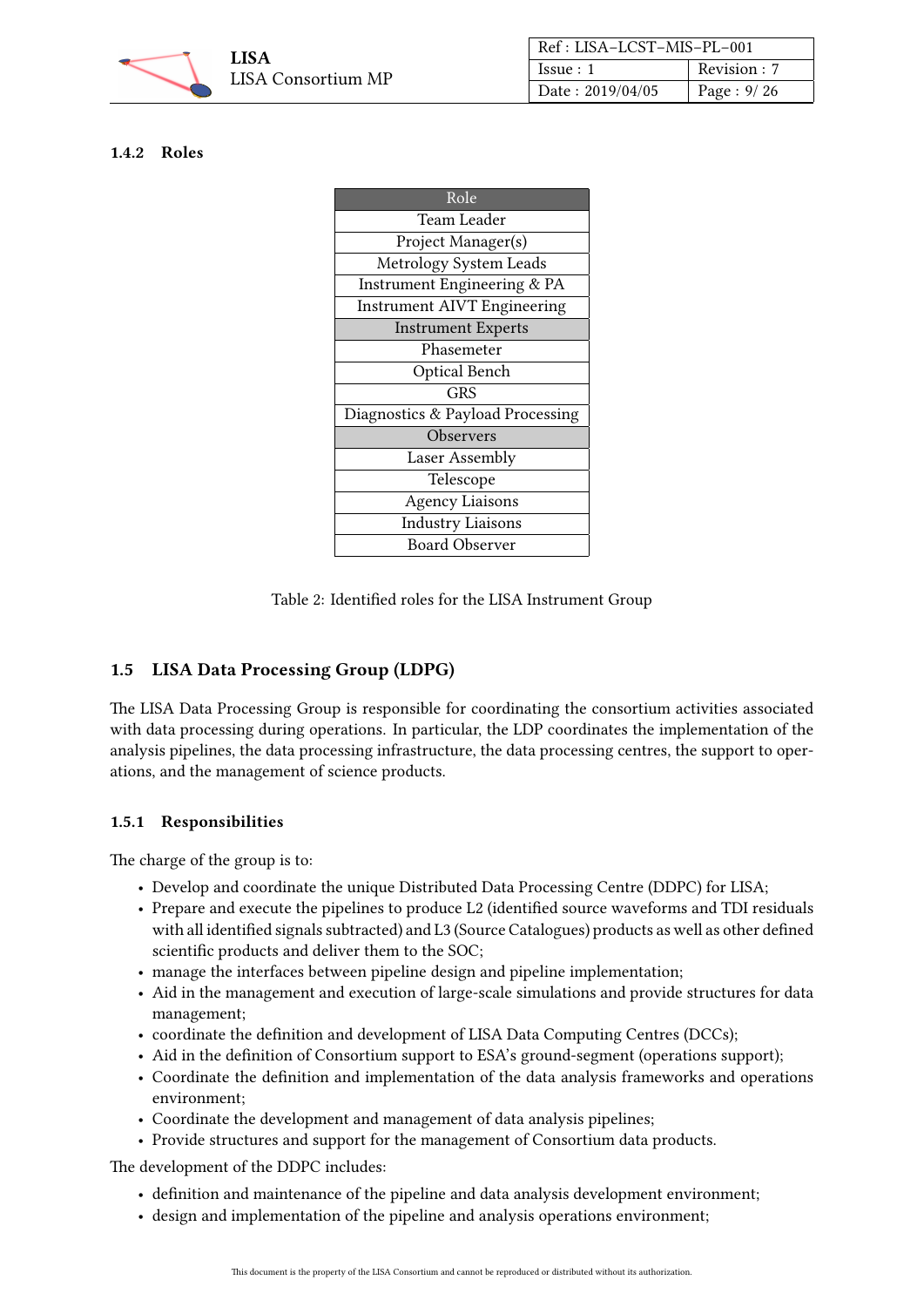### 1.4.2 Roles

| Role |
|---|
| Team Leader |
| Project Manager(s) |
| Metrology System Leads |
| Instrument Engineering & PA |
| Instrument AIVT Engineering |
| Instrument Experts |
| Phasemeter |
| Optical Bench |
| GRS |
| Diagnostics & Payload Processing |
| Observers |
| Laser Assembly |
| Telescope |
| Agency Liaisons |
| Industry Liaisons |
| Board Observer |

Table 2: Identified roles for the LISA Instrument Group

## 1.5 LISA Data Processing Group (LDPG)

The LISA Data Processing Group is responsible for coordinating the consortium activities associated with data processing during operations. In particular, the LDP coordinates the implementation of the analysis pipelines, the data processing infrastructure, the data processing centres, the support to operations, and the management of science products.

### 1.5.1 Responsibilities

The charge of the group is to:

- Develop and coordinate the unique Distributed Data Processing Centre (DDPC) for LISA;
- Prepare and execute the pipelines to produce L2 (identified source waveforms and TDI residuals with all identified signals subtracted) and L3 (Source Catalogues) products as well as other defined scientific products and deliver them to the SOC;
- manage the interfaces between pipeline design and pipeline implementation;
- Aid in the management and execution of large-scale simulations and provide structures for data management;
- coordinate the definition and development of LISA Data Computing Centres (DCCs);
- Aid in the definition of Consortium support to ESA's ground-segment (operations support);
- Coordinate the definition and implementation of the data analysis frameworks and operations environment;
- Coordinate the development and management of data analysis pipelines;
- Provide structures and support for the management of Consortium data products.

The development of the DDPC includes:

- definition and maintenance of the pipeline and data analysis development environment;
- design and implementation of the pipeline and analysis operations environment;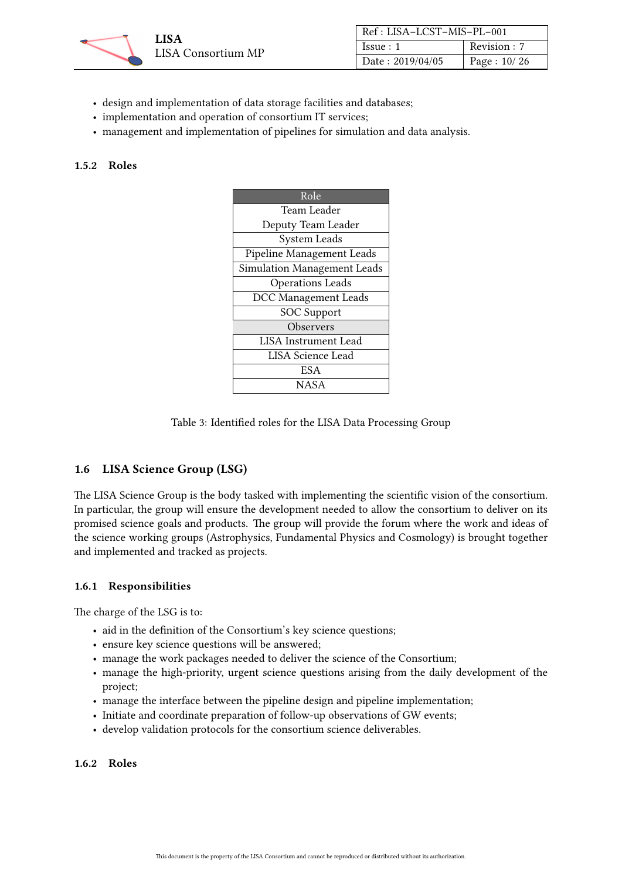- design and implementation of data storage facilities and databases;
- implementation and operation of consortium IT services;
- management and implementation of pipelines for simulation and data analysis.

#### 1.5.2 Roles

| Role |
| --- |
| Team Leader |
| Deputy Team Leader |
| System Leads |
| Pipeline Management Leads |
| Simulation Management Leads |
| Operations Leads |
| DCC Management Leads |
| SOC Support |
| Observers |
| LISA Instrument Lead |
| LISA Science Lead |
| ESA |
| NASA |

Table 3: Identified roles for the LISA Data Processing Group

### 1.6 LISA Science Group (LSG)

The LISA Science Group is the body tasked with implementing the scientific vision of the consortium. In particular, the group will ensure the development needed to allow the consortium to deliver on its promised science goals and products. The group will provide the forum where the work and ideas of the science working groups (Astrophysics, Fundamental Physics and Cosmology) is brought together and implemented and tracked as projects.

#### 1.6.1 Responsibilities

The charge of the LSG is to:

- aid in the definition of the Consortium's key science questions;
- ensure key science questions will be answered;
- manage the work packages needed to deliver the science of the Consortium;
- manage the high-priority, urgent science questions arising from the daily development of the project;
- manage the interface between the pipeline design and pipeline implementation;
- Initiate and coordinate preparation of follow-up observations of GW events;
- develop validation protocols for the consortium science deliverables.

#### 1.6.2 Roles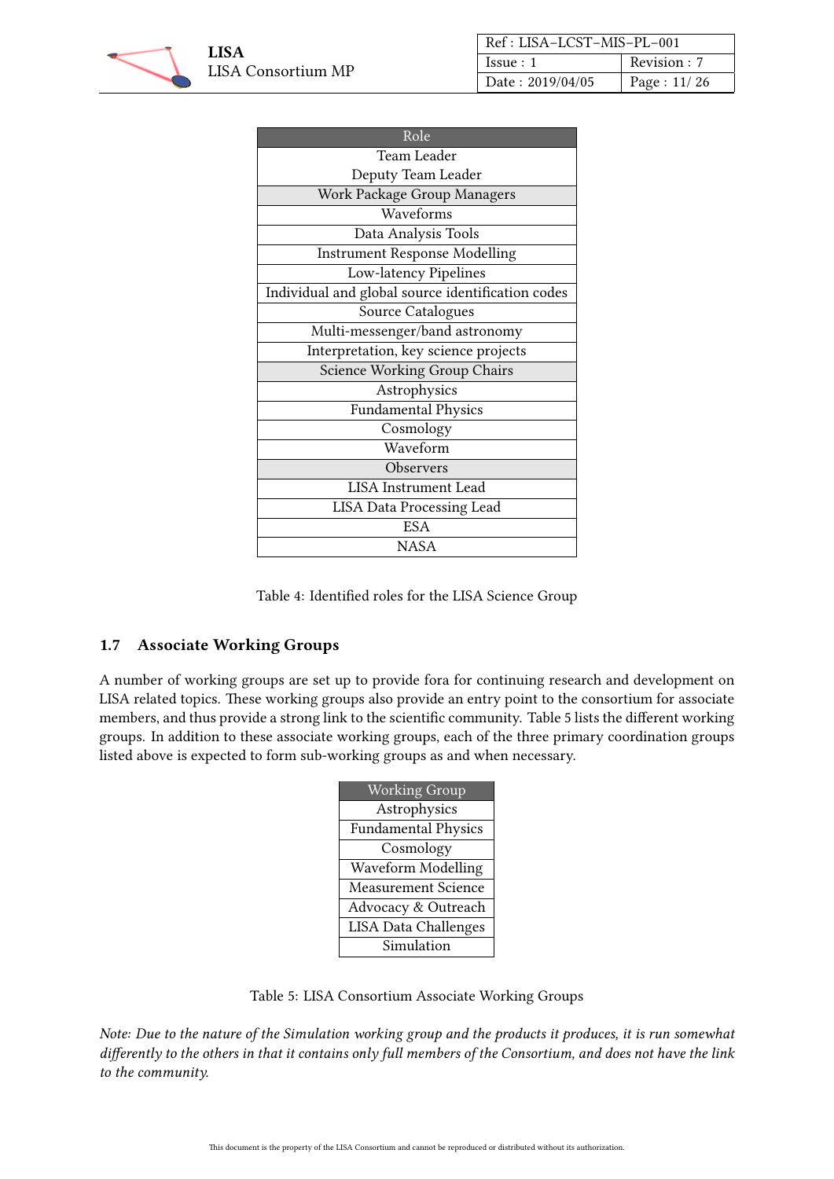| Role |
| --- |
| Team Leader |
| Deputy Team Leader |
| Work Package Group Managers |
| Waveforms |
| Data Analysis Tools |
| Instrument Response Modelling |
| Low-latency Pipelines |
| Individual and global source identification codes |
| Source Catalogues |
| Multi-messenger/band astronomy |
| Interpretation, key science projects |
| Science Working Group Chairs |
| Astrophysics |
| Fundamental Physics |
| Cosmology |
| Waveform |
| Observers |
| LISA Instrument Lead |
| LISA Data Processing Lead |
| ESA |
| NASA |

Table 4: Identified roles for the LISA Science Group

## 1.7 Associate Working Groups

A number of working groups are set up to provide fora for continuing research and development on LISA related topics. These working groups also provide an entry point to the consortium for associate members, and thus provide a strong link to the scientific community. Table 5 lists the different working groups. In addition to these associate working groups, each of the three primary coordination groups listed above is expected to form sub-working groups as and when necessary.

| Working Group |
| --- |
| Astrophysics |
| Fundamental Physics |
| Cosmology |
| Waveform Modelling |
| Measurement Science |
| Advocacy & Outreach |
| LISA Data Challenges |
| Simulation |

Table 5: LISA Consortium Associate Working Groups

*Note: Due to the nature of the Simulation working group and the products it produces, it is run somewhat differently to the others in that it contains only full members of the Consortium, and does not have the link to the community.*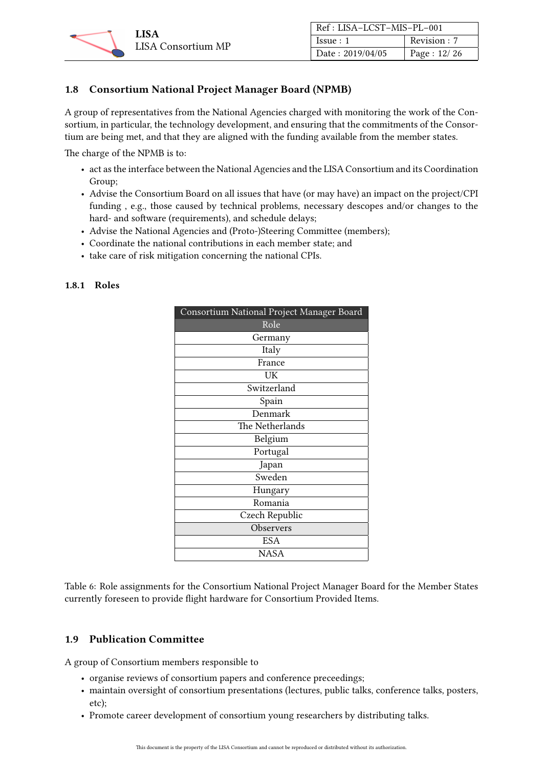## 1.8 Consortium National Project Manager Board (NPMB)

A group of representatives from the National Agencies charged with monitoring the work of the Consortium, in particular, the technology development, and ensuring that the commitments of the Consortium are being met, and that they are aligned with the funding available from the member states.

The charge of the NPMB is to:

- act as the interface between the National Agencies and the LISA Consortium and its Coordination Group;
- Advise the Consortium Board on all issues that have (or may have) an impact on the project/CPI funding , e.g., those caused by technical problems, necessary descopes and/or changes to the hard- and software (requirements), and schedule delays;
- Advise the National Agencies and (Proto-)Steering Committee (members);
- Coordinate the national contributions in each member state; and
- take care of risk mitigation concerning the national CPIs.

### 1.8.1 Roles

| Consortium National Project Manager Board |
|---|
| Role |
| Germany |
| Italy |
| France |
| UK |
| Switzerland |
| Spain |
| Denmark |
| The Netherlands |
| Belgium |
| Portugal |
| Japan |
| Sweden |
| Hungary |
| Romania |
| Czech Republic |
| Observers |
| ESA |
| NASA |

Table 6: Role assignments for the Consortium National Project Manager Board for the Member States currently foreseen to provide flight hardware for Consortium Provided Items.

## 1.9 Publication Committee

A group of Consortium members responsible to

- organise reviews of consortium papers and conference preceedings;
- maintain oversight of consortium presentations (lectures, public talks, conference talks, posters, etc);
- Promote career development of consortium young researchers by distributing talks.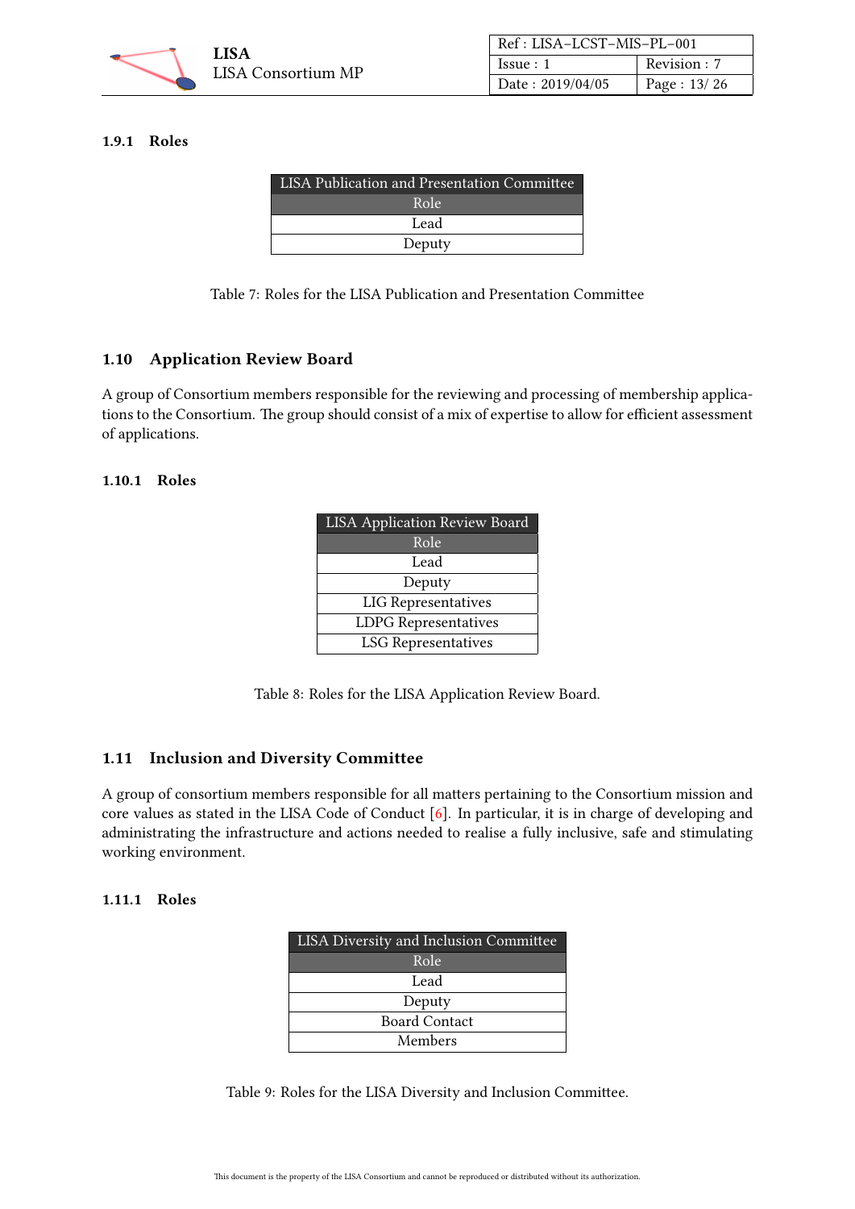#### 1.9.1 Roles

| LISA Publication and Presentation Committee |
|---|
| Role |
| Lead |
| Deputy |

Table 7: Roles for the LISA Publication and Presentation Committee

### 1.10 Application Review Board

A group of Consortium members responsible for the reviewing and processing of membership applications to the Consortium. The group should consist of a mix of expertise to allow for efficient assessment of applications.

#### 1.10.1 Roles

| LISA Application Review Board |
|---|
| Role |
| Lead |
| Deputy |
| LIG Representatives |
| LDPG Representatives |
| LSG Representatives |

Table 8: Roles for the LISA Application Review Board.

### 1.11 Inclusion and Diversity Committee

A group of consortium members responsible for all matters pertaining to the Consortium mission and core values as stated in the LISA Code of Conduct [6]. In particular, it is in charge of developing and administrating the infrastructure and actions needed to realise a fully inclusive, safe and stimulating working environment.

#### 1.11.1 Roles

| LISA Diversity and Inclusion Committee |
|---|
| Role |
| Lead |
| Deputy |
| Board Contact |
| Members |

Table 9: Roles for the LISA Diversity and Inclusion Committee.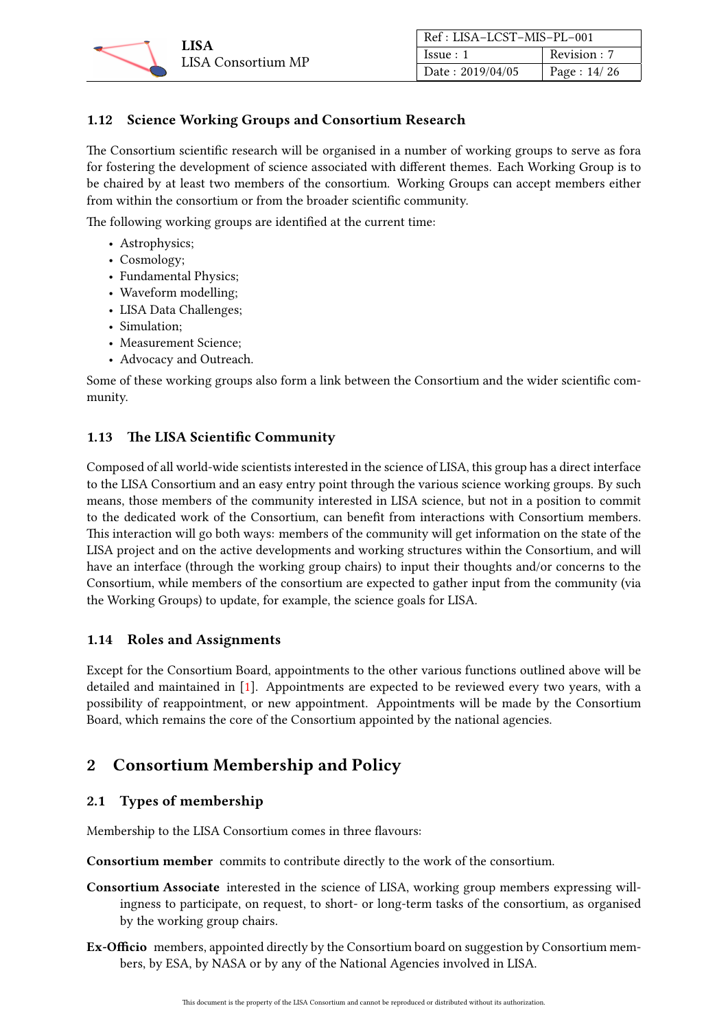### 1.12 Science Working Groups and Consortium Research

The Consortium scientific research will be organised in a number of working groups to serve as fora for fostering the development of science associated with different themes. Each Working Group is to be chaired by at least two members of the consortium. Working Groups can accept members either from within the consortium or from the broader scientific community.

The following working groups are identified at the current time:

- Astrophysics;
- Cosmology;
- Fundamental Physics;
- Waveform modelling;
- LISA Data Challenges;
- Simulation;
- Measurement Science;
- Advocacy and Outreach.

Some of these working groups also form a link between the Consortium and the wider scientific community.

### 1.13 The LISA Scientific Community

Composed of all world-wide scientists interested in the science of LISA, this group has a direct interface to the LISA Consortium and an easy entry point through the various science working groups. By such means, those members of the community interested in LISA science, but not in a position to commit to the dedicated work of the Consortium, can benefit from interactions with Consortium members. This interaction will go both ways: members of the community will get information on the state of the LISA project and on the active developments and working structures within the Consortium, and will have an interface (through the working group chairs) to input their thoughts and/or concerns to the Consortium, while members of the consortium are expected to gather input from the community (via the Working Groups) to update, for example, the science goals for LISA.

### 1.14 Roles and Assignments

Except for the Consortium Board, appointments to the other various functions outlined above will be detailed and maintained in [1]. Appointments are expected to be reviewed every two years, with a possibility of reappointment, or new appointment. Appointments will be made by the Consortium Board, which remains the core of the Consortium appointed by the national agencies.

## 2 Consortium Membership and Policy

### 2.1 Types of membership

Membership to the LISA Consortium comes in three flavours:

**Consortium member** commits to contribute directly to the work of the consortium.

**Consortium Associate** interested in the science of LISA, working group members expressing willingness to participate, on request, to short- or long-term tasks of the consortium, as organised by the working group chairs.

**Ex-Officio** members, appointed directly by the Consortium board on suggestion by Consortium members, by ESA, by NASA or by any of the National Agencies involved in LISA.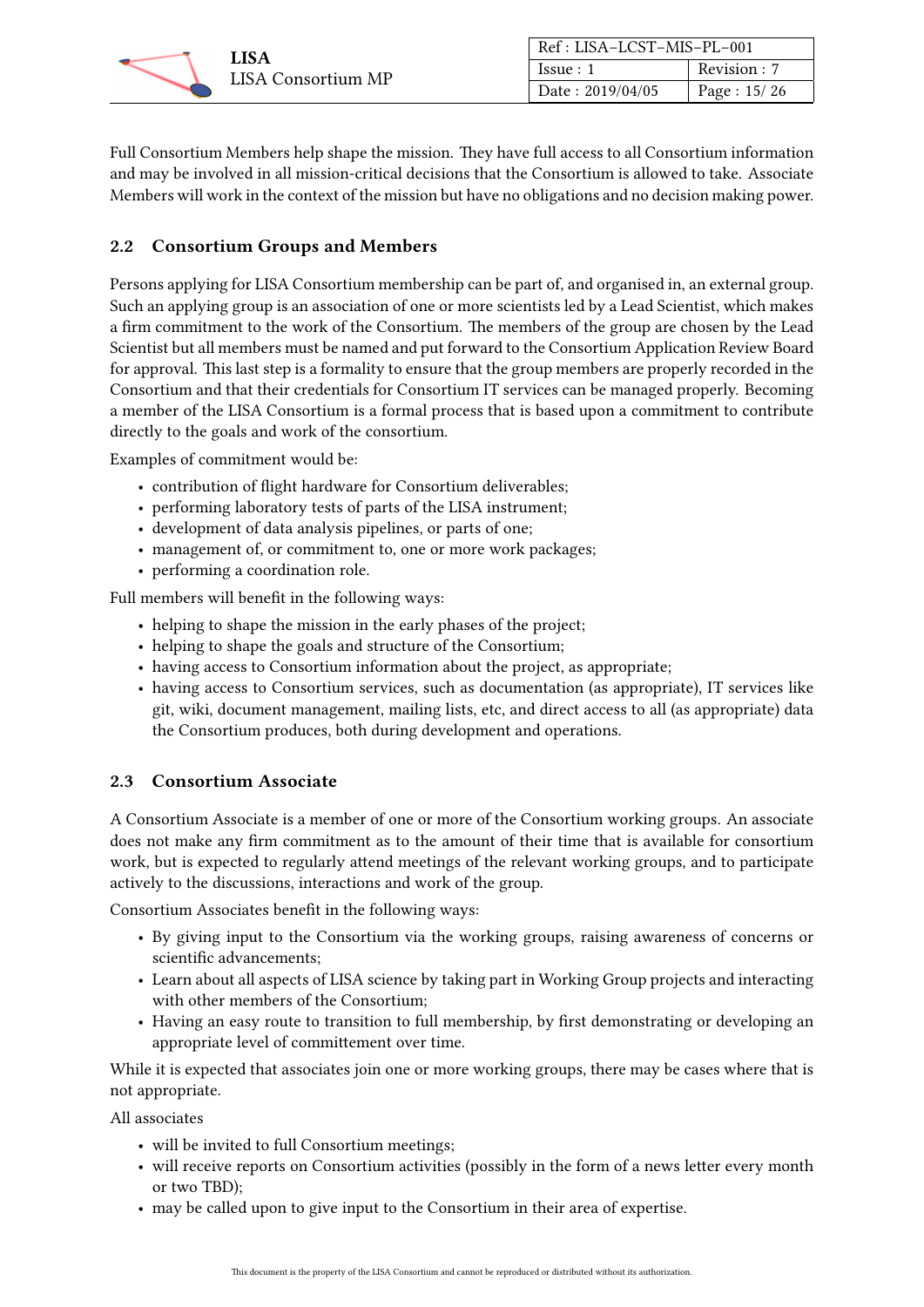Full Consortium Members help shape the mission. They have full access to all Consortium information and may be involved in all mission-critical decisions that the Consortium is allowed to take. Associate Members will work in the context of the mission but have no obligations and no decision making power.

## 2.2 Consortium Groups and Members

Persons applying for LISA Consortium membership can be part of, and organised in, an external group. Such an applying group is an association of one or more scientists led by a Lead Scientist, which makes a firm commitment to the work of the Consortium. The members of the group are chosen by the Lead Scientist but all members must be named and put forward to the Consortium Application Review Board for approval. This last step is a formality to ensure that the group members are properly recorded in the Consortium and that their credentials for Consortium IT services can be managed properly. Becoming a member of the LISA Consortium is a formal process that is based upon a commitment to contribute directly to the goals and work of the consortium.

Examples of commitment would be:

- contribution of flight hardware for Consortium deliverables;
- performing laboratory tests of parts of the LISA instrument;
- development of data analysis pipelines, or parts of one;
- management of, or commitment to, one or more work packages;
- performing a coordination role.

Full members will benefit in the following ways:

- helping to shape the mission in the early phases of the project;
- helping to shape the goals and structure of the Consortium;
- having access to Consortium information about the project, as appropriate;
- having access to Consortium services, such as documentation (as appropriate), IT services like git, wiki, document management, mailing lists, etc, and direct access to all (as appropriate) data the Consortium produces, both during development and operations.

## 2.3 Consortium Associate

A Consortium Associate is a member of one or more of the Consortium working groups. An associate does not make any firm commitment as to the amount of their time that is available for consortium work, but is expected to regularly attend meetings of the relevant working groups, and to participate actively to the discussions, interactions and work of the group.

Consortium Associates benefit in the following ways:

- By giving input to the Consortium via the working groups, raising awareness of concerns or scientific advancements;
- Learn about all aspects of LISA science by taking part in Working Group projects and interacting with other members of the Consortium;
- Having an easy route to transition to full membership, by first demonstrating or developing an appropriate level of committement over time.

While it is expected that associates join one or more working groups, there may be cases where that is not appropriate.

All associates

- will be invited to full Consortium meetings;
- will receive reports on Consortium activities (possibly in the form of a news letter every month or two TBD);
- may be called upon to give input to the Consortium in their area of expertise.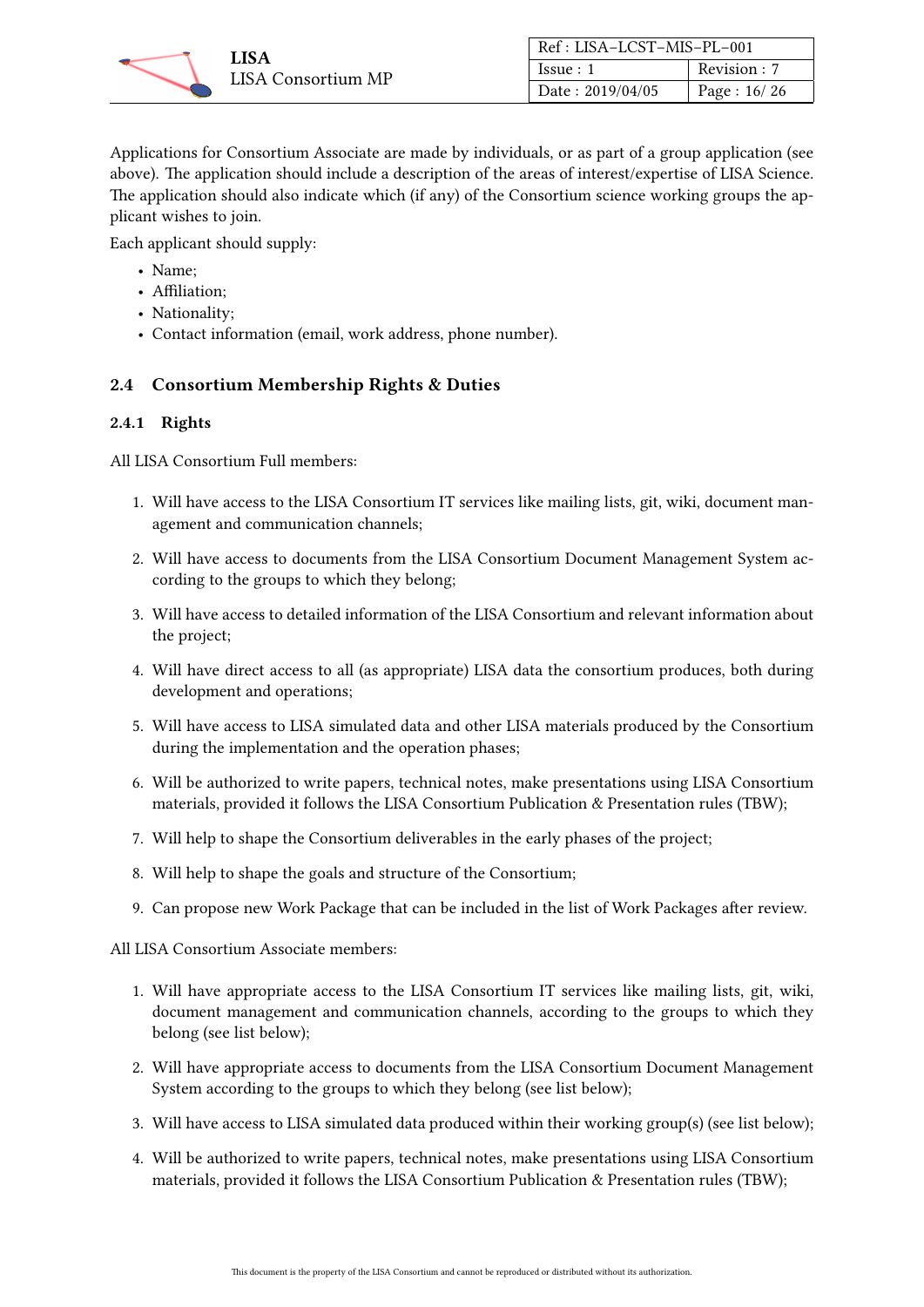Applications for Consortium Associate are made by individuals, or as part of a group application (see above). The application should include a description of the areas of interest/expertise of LISA Science. The application should also indicate which (if any) of the Consortium science working groups the applicant wishes to join.

Each applicant should supply:

- Name;
- Affiliation;
- Nationality;
- Contact information (email, work address, phone number).

## 2.4 Consortium Membership Rights & Duties

### 2.4.1 Rights

All LISA Consortium Full members:

1. Will have access to the LISA Consortium IT services like mailing lists, git, wiki, document management and communication channels;
2. Will have access to documents from the LISA Consortium Document Management System according to the groups to which they belong;
3. Will have access to detailed information of the LISA Consortium and relevant information about the project;
4. Will have direct access to all (as appropriate) LISA data the consortium produces, both during development and operations;
5. Will have access to LISA simulated data and other LISA materials produced by the Consortium during the implementation and the operation phases;
6. Will be authorized to write papers, technical notes, make presentations using LISA Consortium materials, provided it follows the LISA Consortium Publication & Presentation rules (TBW);
7. Will help to shape the Consortium deliverables in the early phases of the project;
8. Will help to shape the goals and structure of the Consortium;
9. Can propose new Work Package that can be included in the list of Work Packages after review.

All LISA Consortium Associate members:

1. Will have appropriate access to the LISA Consortium IT services like mailing lists, git, wiki, document management and communication channels, according to the groups to which they belong (see list below);
2. Will have appropriate access to documents from the LISA Consortium Document Management System according to the groups to which they belong (see list below);
3. Will have access to LISA simulated data produced within their working group(s) (see list below);
4. Will be authorized to write papers, technical notes, make presentations using LISA Consortium materials, provided it follows the LISA Consortium Publication & Presentation rules (TBW);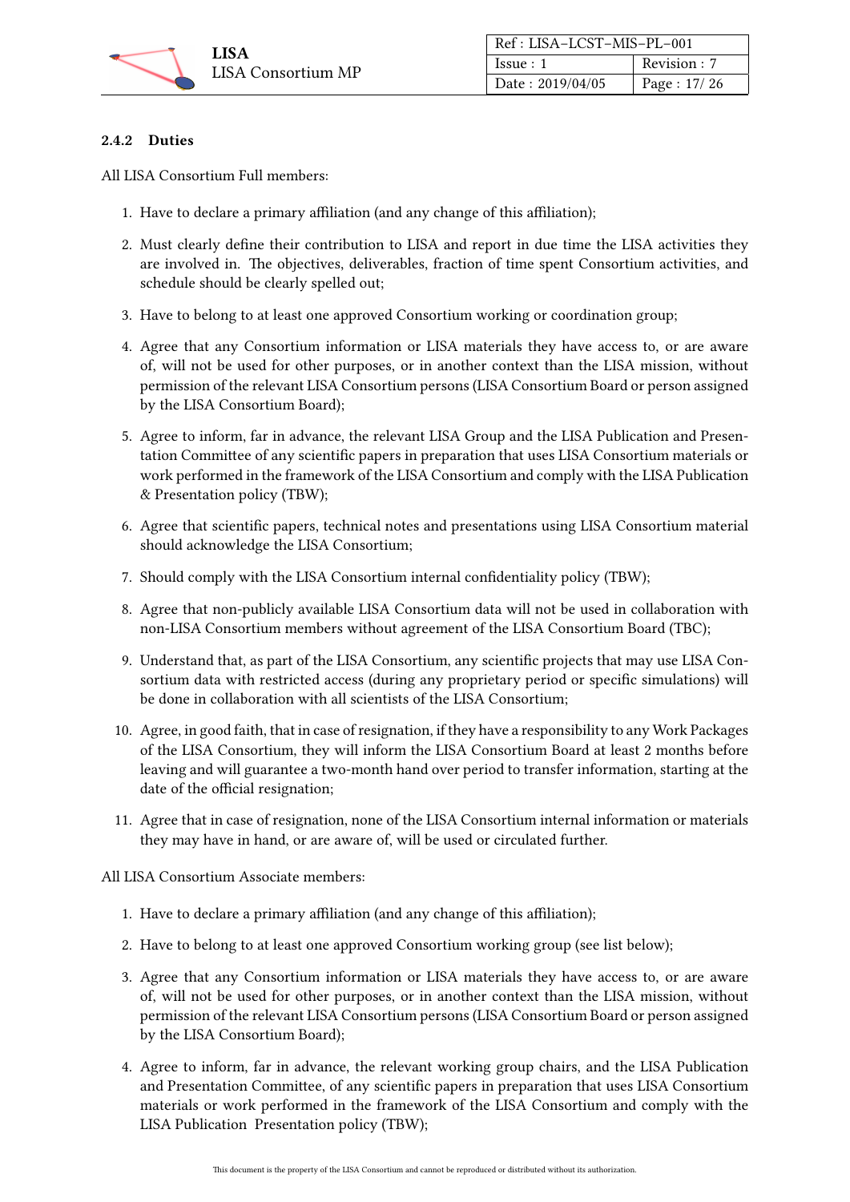#### 2.4.2 Duties

All LISA Consortium Full members:

1. Have to declare a primary affiliation (and any change of this affiliation);
2. Must clearly define their contribution to LISA and report in due time the LISA activities they are involved in. The objectives, deliverables, fraction of time spent Consortium activities, and schedule should be clearly spelled out;
3. Have to belong to at least one approved Consortium working or coordination group;
4. Agree that any Consortium information or LISA materials they have access to, or are aware of, will not be used for other purposes, or in another context than the LISA mission, without permission of the relevant LISA Consortium persons (LISA Consortium Board or person assigned by the LISA Consortium Board);
5. Agree to inform, far in advance, the relevant LISA Group and the LISA Publication and Presentation Committee of any scientific papers in preparation that uses LISA Consortium materials or work performed in the framework of the LISA Consortium and comply with the LISA Publication & Presentation policy (TBW);
6. Agree that scientific papers, technical notes and presentations using LISA Consortium material should acknowledge the LISA Consortium;
7. Should comply with the LISA Consortium internal confidentiality policy (TBW);
8. Agree that non-publicly available LISA Consortium data will not be used in collaboration with non-LISA Consortium members without agreement of the LISA Consortium Board (TBC);
9. Understand that, as part of the LISA Consortium, any scientific projects that may use LISA Consortium data with restricted access (during any proprietary period or specific simulations) will be done in collaboration with all scientists of the LISA Consortium;
10. Agree, in good faith, that in case of resignation, if they have a responsibility to any Work Packages of the LISA Consortium, they will inform the LISA Consortium Board at least 2 months before leaving and will guarantee a two-month hand over period to transfer information, starting at the date of the official resignation;
11. Agree that in case of resignation, none of the LISA Consortium internal information or materials they may have in hand, or are aware of, will be used or circulated further.

All LISA Consortium Associate members:

1. Have to declare a primary affiliation (and any change of this affiliation);
2. Have to belong to at least one approved Consortium working group (see list below);
3. Agree that any Consortium information or LISA materials they have access to, or are aware of, will not be used for other purposes, or in another context than the LISA mission, without permission of the relevant LISA Consortium persons (LISA Consortium Board or person assigned by the LISA Consortium Board);
4. Agree to inform, far in advance, the relevant working group chairs, and the LISA Publication and Presentation Committee, of any scientific papers in preparation that uses LISA Consortium materials or work performed in the framework of the LISA Consortium and comply with the LISA Publication Presentation policy (TBW);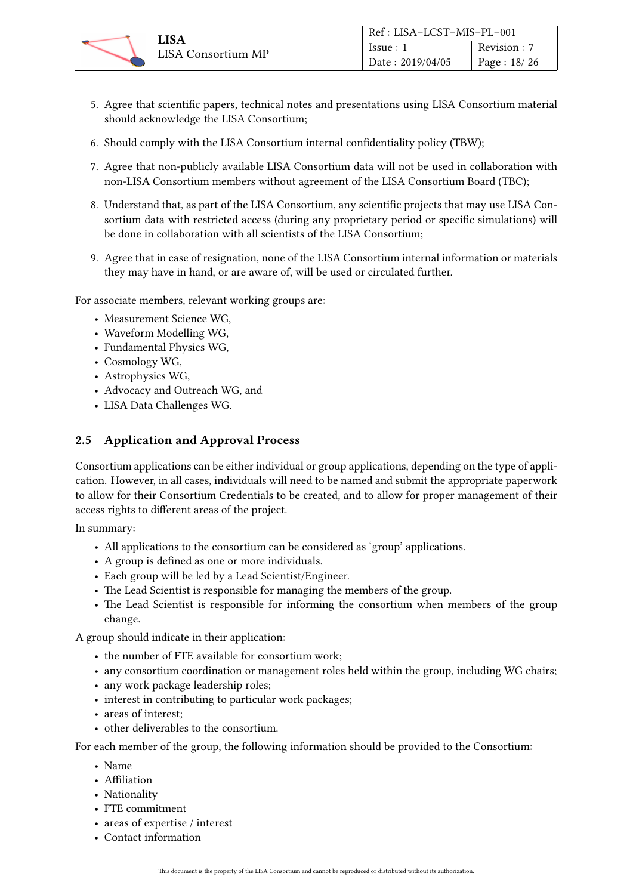5. Agree that scientific papers, technical notes and presentations using LISA Consortium material should acknowledge the LISA Consortium;
6. Should comply with the LISA Consortium internal confidentiality policy (TBW);
7. Agree that non-publicly available LISA Consortium data will not be used in collaboration with non-LISA Consortium members without agreement of the LISA Consortium Board (TBC);
8. Understand that, as part of the LISA Consortium, any scientific projects that may use LISA Consortium data with restricted access (during any proprietary period or specific simulations) will be done in collaboration with all scientists of the LISA Consortium;
9. Agree that in case of resignation, none of the LISA Consortium internal information or materials they may have in hand, or are aware of, will be used or circulated further.

For associate members, relevant working groups are:

- Measurement Science WG,
- Waveform Modelling WG,
- Fundamental Physics WG,
- Cosmology WG,
- Astrophysics WG,
- Advocacy and Outreach WG, and
- LISA Data Challenges WG.

## 2.5 Application and Approval Process

Consortium applications can be either individual or group applications, depending on the type of application. However, in all cases, individuals will need to be named and submit the appropriate paperwork to allow for their Consortium Credentials to be created, and to allow for proper management of their access rights to different areas of the project.

In summary:

- All applications to the consortium can be considered as 'group' applications.
- A group is defined as one or more individuals.
- Each group will be led by a Lead Scientist/Engineer.
- The Lead Scientist is responsible for managing the members of the group.
- The Lead Scientist is responsible for informing the consortium when members of the group change.

A group should indicate in their application:

- the number of FTE available for consortium work;
- any consortium coordination or management roles held within the group, including WG chairs;
- any work package leadership roles;
- interest in contributing to particular work packages;
- areas of interest;
- other deliverables to the consortium.

For each member of the group, the following information should be provided to the Consortium:

- Name
- Affiliation
- Nationality
- FTE commitment
- areas of expertise / interest
- Contact information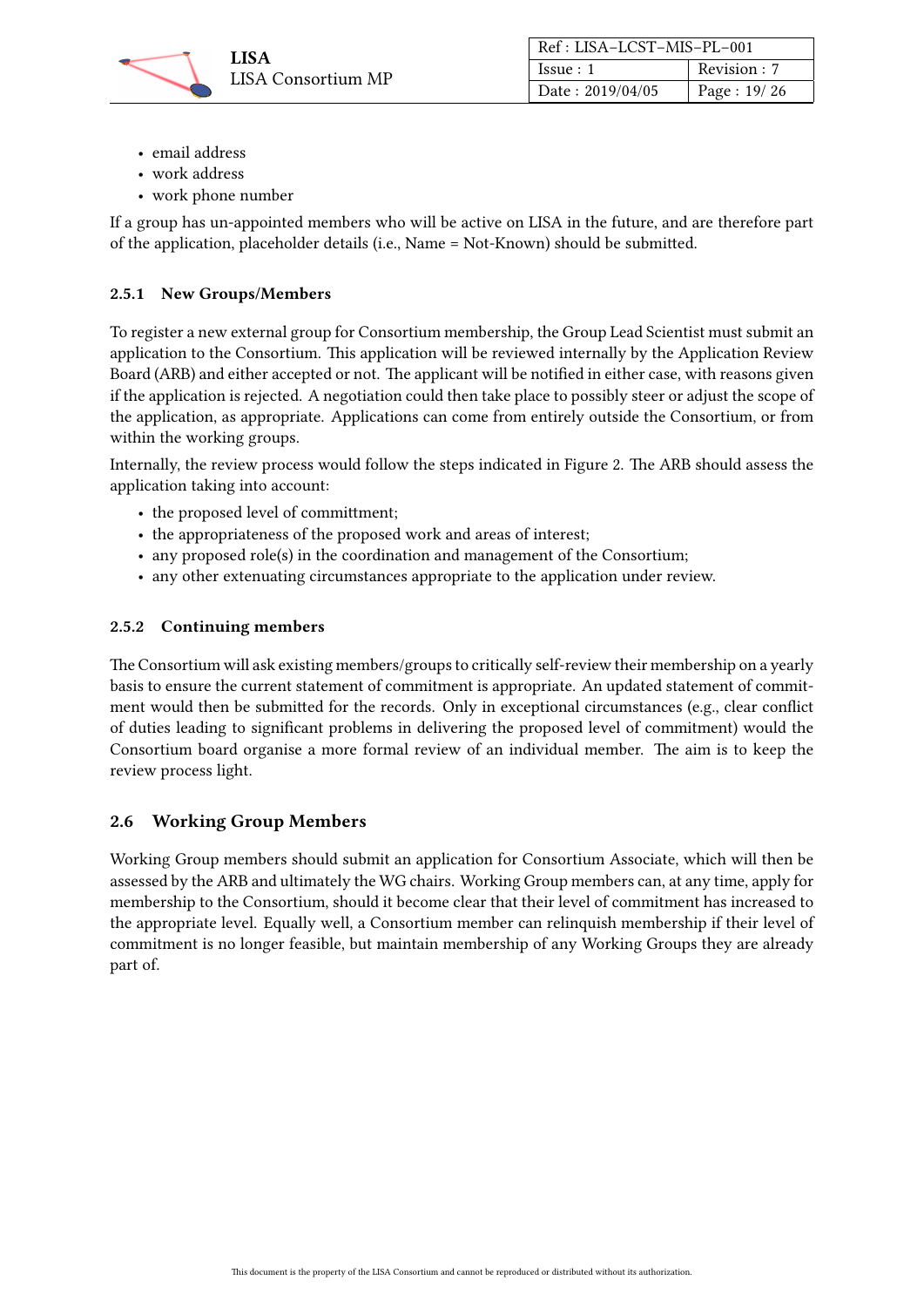- email address
- work address
- work phone number

If a group has un-appointed members who will be active on LISA in the future, and are therefore part of the application, placeholder details (i.e., Name = Not-Known) should be submitted.

### 2.5.1 New Groups/Members

To register a new external group for Consortium membership, the Group Lead Scientist must submit an application to the Consortium. This application will be reviewed internally by the Application Review Board (ARB) and either accepted or not. The applicant will be notified in either case, with reasons given if the application is rejected. A negotiation could then take place to possibly steer or adjust the scope of the application, as appropriate. Applications can come from entirely outside the Consortium, or from within the working groups.

Internally, the review process would follow the steps indicated in Figure 2. The ARB should assess the application taking into account:

- the proposed level of committment;
- the appropriateness of the proposed work and areas of interest;
- any proposed role(s) in the coordination and management of the Consortium;
- any other extenuating circumstances appropriate to the application under review.

### 2.5.2 Continuing members

The Consortium will ask existing members/groups to critically self-review their membership on a yearly basis to ensure the current statement of commitment is appropriate. An updated statement of commitment would then be submitted for the records. Only in exceptional circumstances (e.g., clear conflict of duties leading to significant problems in delivering the proposed level of commitment) would the Consortium board organise a more formal review of an individual member. The aim is to keep the review process light.

## 2.6 Working Group Members

Working Group members should submit an application for Consortium Associate, which will then be assessed by the ARB and ultimately the WG chairs. Working Group members can, at any time, apply for membership to the Consortium, should it become clear that their level of commitment has increased to the appropriate level. Equally well, a Consortium member can relinquish membership if their level of commitment is no longer feasible, but maintain membership of any Working Groups they are already part of.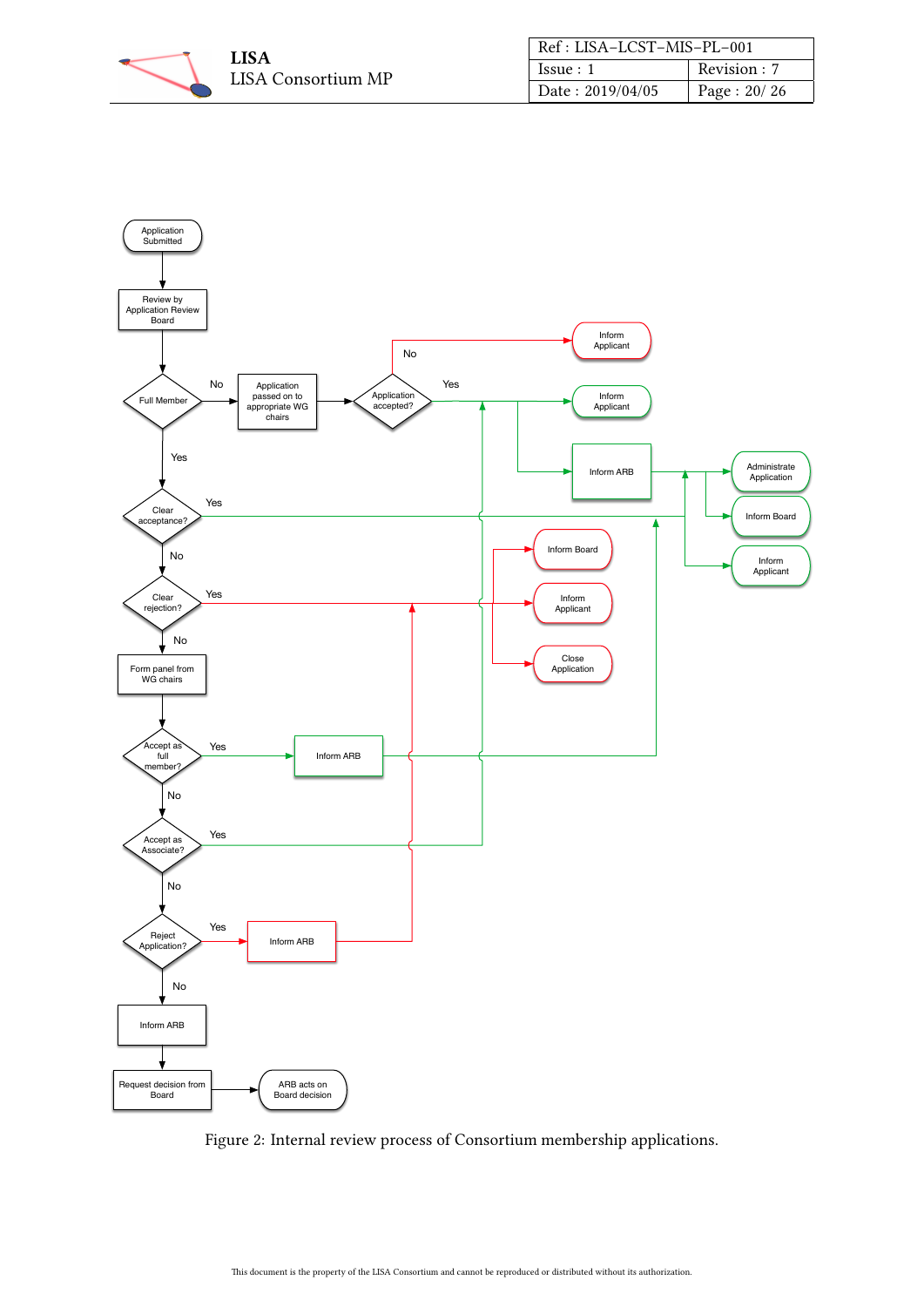Figure 2: Internal review process of Consortium membership applications.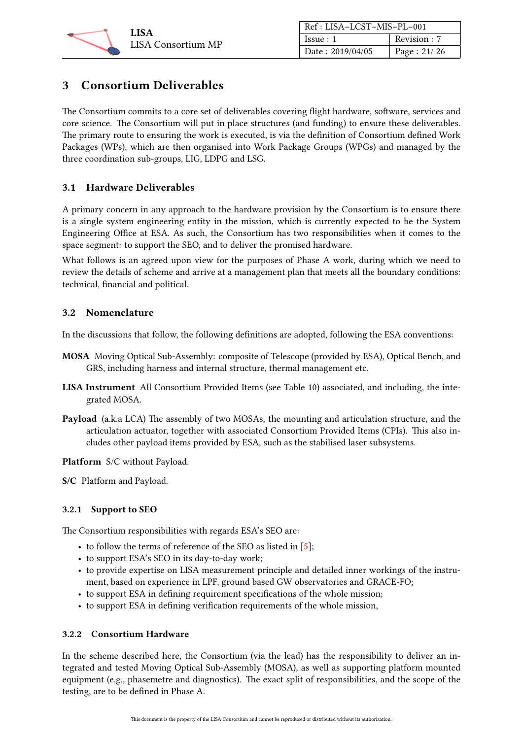# 3 Consortium Deliverables

The Consortium commits to a core set of deliverables covering flight hardware, software, services and core science. The Consortium will put in place structures (and funding) to ensure these deliverables. The primary route to ensuring the work is executed, is via the definition of Consortium defined Work Packages (WPs), which are then organised into Work Package Groups (WPGs) and managed by the three coordination sub-groups, LIG, LDPG and LSG.

## 3.1 Hardware Deliverables

A primary concern in any approach to the hardware provision by the Consortium is to ensure there is a single system engineering entity in the mission, which is currently expected to be the System Engineering Office at ESA. As such, the Consortium has two responsibilities when it comes to the space segment: to support the SEO, and to deliver the promised hardware.

What follows is an agreed upon view for the purposes of Phase A work, during which we need to review the details of scheme and arrive at a management plan that meets all the boundary conditions: technical, financial and political.

## 3.2 Nomenclature

In the discussions that follow, the following definitions are adopted, following the ESA conventions:

**MOSA** Moving Optical Sub-Assembly: composite of Telescope (provided by ESA), Optical Bench, and GRS, including harness and internal structure, thermal management etc.

**LISA Instrument** All Consortium Provided Items (see Table 10) associated, and including, the integrated MOSA.

**Payload** (a.k.a LCA) The assembly of two MOSAs, the mounting and articulation structure, and the articulation actuator, together with associated Consortium Provided Items (CPIs). This also includes other payload items provided by ESA, such as the stabilised laser subsystems.

**Platform** S/C without Payload.

**S/C** Platform and Payload.

### 3.2.1 Support to SEO

The Consortium responsibilities with regards ESA's SEO are:

- to follow the terms of reference of the SEO as listed in [5];
- to support ESA's SEO in its day-to-day work;
- to provide expertise on LISA measurement principle and detailed inner workings of the instrument, based on experience in LPF, ground based GW observatories and GRACE-FO;
- to support ESA in defining requirement specifications of the whole mission;
- to support ESA in defining verification requirements of the whole mission,

### 3.2.2 Consortium Hardware

In the scheme described here, the Consortium (via the lead) has the responsibility to deliver an integrated and tested Moving Optical Sub-Assembly (MOSA), as well as supporting platform mounted equipment (e.g., phasemetre and diagnostics). The exact split of responsibilities, and the scope of the testing, are to be defined in Phase A.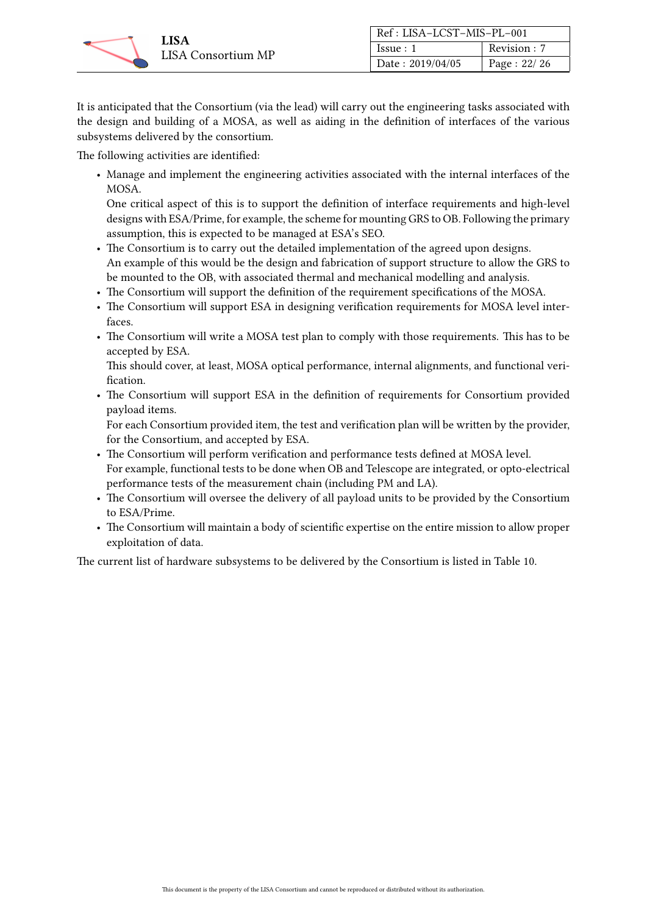It is anticipated that the Consortium (via the lead) will carry out the engineering tasks associated with the design and building of a MOSA, as well as aiding in the definition of interfaces of the various subsystems delivered by the consortium.

The following activities are identified:

- Manage and implement the engineering activities associated with the internal interfaces of the MOSA.
  One critical aspect of this is to support the definition of interface requirements and high-level designs with ESA/Prime, for example, the scheme for mounting GRS to OB. Following the primary assumption, this is expected to be managed at ESA's SEO.
- The Consortium is to carry out the detailed implementation of the agreed upon designs.
  An example of this would be the design and fabrication of support structure to allow the GRS to be mounted to the OB, with associated thermal and mechanical modelling and analysis.
- The Consortium will support the definition of the requirement specifications of the MOSA.
- The Consortium will support ESA in designing verification requirements for MOSA level interfaces.
- The Consortium will write a MOSA test plan to comply with those requirements. This has to be accepted by ESA.
  This should cover, at least, MOSA optical performance, internal alignments, and functional verification.
- The Consortium will support ESA in the definition of requirements for Consortium provided payload items.
  For each Consortium provided item, the test and verification plan will be written by the provider, for the Consortium, and accepted by ESA.
- The Consortium will perform verification and performance tests defined at MOSA level.
  For example, functional tests to be done when OB and Telescope are integrated, or opto-electrical performance tests of the measurement chain (including PM and LA).
- The Consortium will oversee the delivery of all payload units to be provided by the Consortium to ESA/Prime.
- The Consortium will maintain a body of scientific expertise on the entire mission to allow proper exploitation of data.

The current list of hardware subsystems to be delivered by the Consortium is listed in Table 10.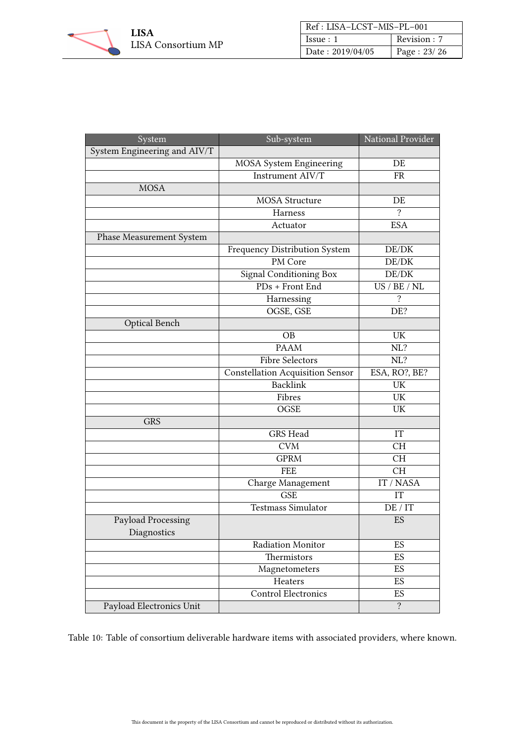| System | Sub-system | National Provider |
|---|---|---|
| System Engineering and AIV/T | | |
| | MOSA System Engineering | DE |
| | Instrument AIV/T | FR |
| MOSA | | |
| | MOSA Structure | DE |
| | Harness | ? |
| | Actuator | ESA |
| Phase Measurement System | | |
| | Frequency Distribution System | DE/DK |
| | PM Core | DE/DK |
| | Signal Conditioning Box | DE/DK |
| | PDs + Front End | US / BE / NL |
| | Harnessing | ? |
| | OGSE, GSE | DE? |
| Optical Bench | | |
| | OB | UK |
| | PAAM | NL? |
| | Fibre Selectors | NL? |
| | Constellation Acquisition Sensor | ESA, RO?, BE? |
| | Backlink | UK |
| | Fibres | UK |
| | OGSE | UK |
| GRS | | |
| | GRS Head | IT |
| | CVM | CH |
| | GPRM | CH |
| | FEE | CH |
| | Charge Management | IT / NASA |
| | GSE | IT |
| | Testmass Simulator | DE / IT |
| Payload Processing Diagnostics | | ES |
| | Radiation Monitor | ES |
| | Thermistors | ES |
| | Magnetometers | ES |
| | Heaters | ES |
| | Control Electronics | ES |
| Payload Electronics Unit | | ? |

Table 10: Table of consortium deliverable hardware items with associated providers, where known.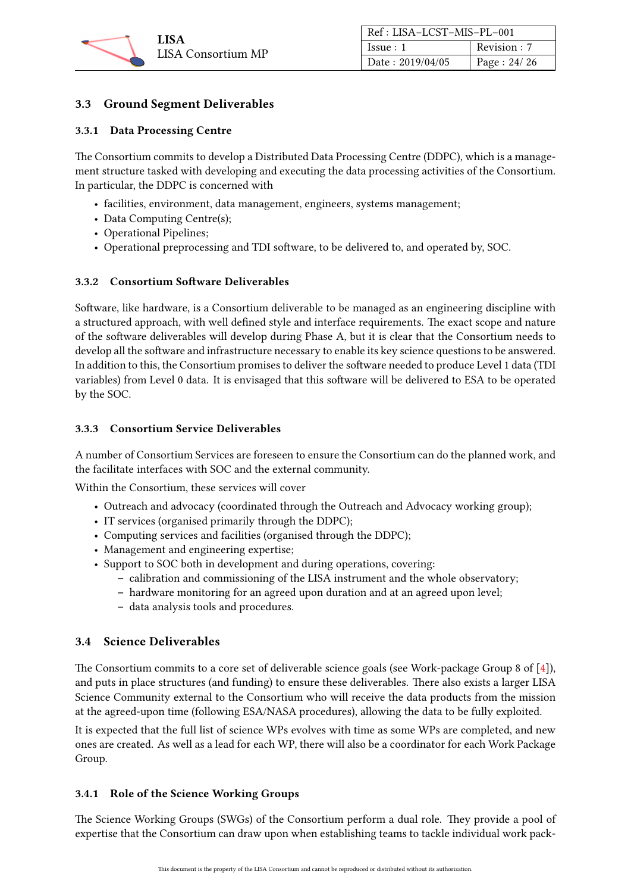### 3.3 Ground Segment Deliverables

#### 3.3.1 Data Processing Centre

The Consortium commits to develop a Distributed Data Processing Centre (DDPC), which is a management structure tasked with developing and executing the data processing activities of the Consortium. In particular, the DDPC is concerned with

- facilities, environment, data management, engineers, systems management;
- Data Computing Centre(s);
- Operational Pipelines;
- Operational preprocessing and TDI software, to be delivered to, and operated by, SOC.

#### 3.3.2 Consortium Software Deliverables

Software, like hardware, is a Consortium deliverable to be managed as an engineering discipline with a structured approach, with well defined style and interface requirements. The exact scope and nature of the software deliverables will develop during Phase A, but it is clear that the Consortium needs to develop all the software and infrastructure necessary to enable its key science questions to be answered. In addition to this, the Consortium promises to deliver the software needed to produce Level 1 data (TDI variables) from Level 0 data. It is envisaged that this software will be delivered to ESA to be operated by the SOC.

#### 3.3.3 Consortium Service Deliverables

A number of Consortium Services are foreseen to ensure the Consortium can do the planned work, and the facilitate interfaces with SOC and the external community.

Within the Consortium, these services will cover

- Outreach and advocacy (coordinated through the Outreach and Advocacy working group);
- IT services (organised primarily through the DDPC);
- Computing services and facilities (organised through the DDPC);
- Management and engineering expertise;
- Support to SOC both in development and during operations, covering:
  - calibration and commissioning of the LISA instrument and the whole observatory;
  - hardware monitoring for an agreed upon duration and at an agreed upon level;
  - data analysis tools and procedures.

### 3.4 Science Deliverables

The Consortium commits to a core set of deliverable science goals (see Work-package Group 8 of [4]), and puts in place structures (and funding) to ensure these deliverables. There also exists a larger LISA Science Community external to the Consortium who will receive the data products from the mission at the agreed-upon time (following ESA/NASA procedures), allowing the data to be fully exploited.

It is expected that the full list of science WPs evolves with time as some WPs are completed, and new ones are created. As well as a lead for each WP, there will also be a coordinator for each Work Package Group.

#### 3.4.1 Role of the Science Working Groups

The Science Working Groups (SWGs) of the Consortium perform a dual role. They provide a pool of expertise that the Consortium can draw upon when establishing teams to tackle individual work pack-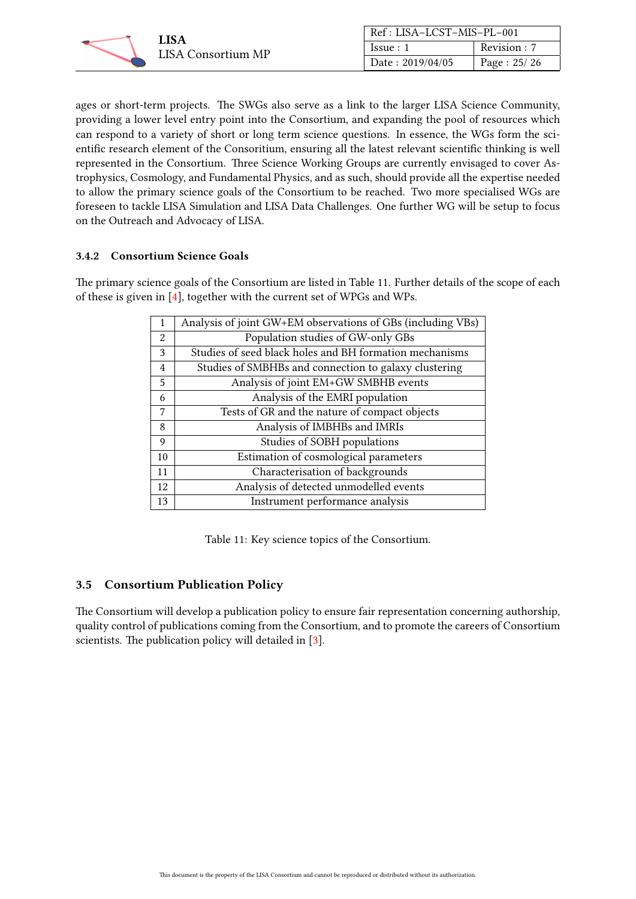ages or short-term projects. The SWGs also serve as a link to the larger LISA Science Community, providing a lower level entry point into the Consortium, and expanding the pool of resources which can respond to a variety of short or long term science questions. In essence, the WGs form the scientific research element of the Consoritium, ensuring all the latest relevant scientific thinking is well represented in the Consortium. Three Science Working Groups are currently envisaged to cover Astrophysics, Cosmology, and Fundamental Physics, and as such, should provide all the expertise needed to allow the primary science goals of the Consortium to be reached. Two more specialised WGs are foreseen to tackle LISA Simulation and LISA Data Challenges. One further WG will be setup to focus on the Outreach and Advocacy of LISA.

### 3.4.2 Consortium Science Goals

The primary science goals of the Consortium are listed in Table 11. Further details of the scope of each of these is given in [4], together with the current set of WPGs and WPs.

| | |
|---|---|
| 1 | Analysis of joint GW+EM observations of GBs (including VBs) |
| 2 | Population studies of GW-only GBs |
| 3 | Studies of seed black holes and BH formation mechanisms |
| 4 | Studies of SMBHBs and connection to galaxy clustering |
| 5 | Analysis of joint EM+GW SMBHB events |
| 6 | Analysis of the EMRI population |
| 7 | Tests of GR and the nature of compact objects |
| 8 | Analysis of IMBHBs and IMRIs |
| 9 | Studies of SOBH populations |
| 10 | Estimation of cosmological parameters |
| 11 | Characterisation of backgrounds |
| 12 | Analysis of detected unmodelled events |
| 13 | Instrument performance analysis |

Table 11: Key science topics of the Consortium.

## 3.5 Consortium Publication Policy

The Consortium will develop a publication policy to ensure fair representation concerning authorship, quality control of publications coming from the Consortium, and to promote the careers of Consortium scientists. The publication policy will detailed in [3].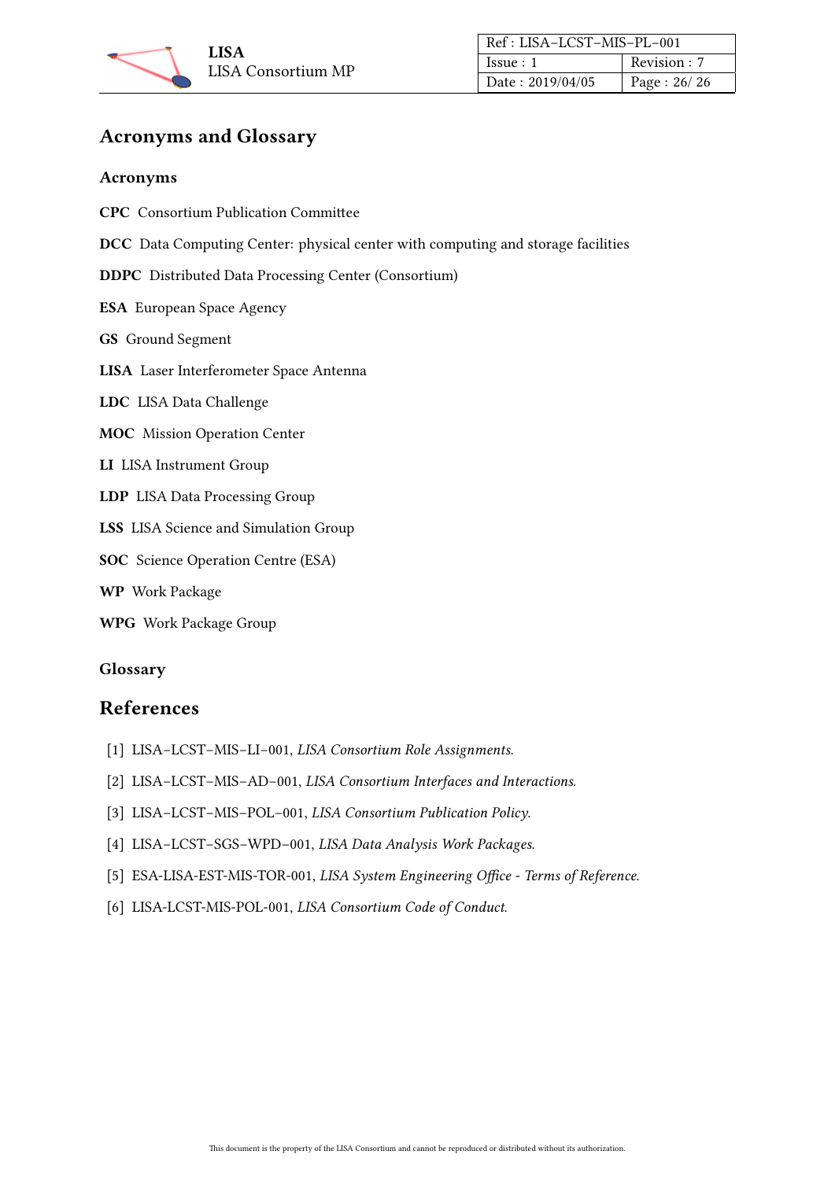# Acronyms and Glossary

## Acronyms

**CPC** Consortium Publication Committee

**DCC** Data Computing Center: physical center with computing and storage facilities

**DDPC** Distributed Data Processing Center (Consortium)

**ESA** European Space Agency

**GS** Ground Segment

**LISA** Laser Interferometer Space Antenna

**LDC** LISA Data Challenge

**MOC** Mission Operation Center

**LI** LISA Instrument Group

**LDP** LISA Data Processing Group

**LSS** LISA Science and Simulation Group

**SOC** Science Operation Centre (ESA)

**WP** Work Package

**WPG** Work Package Group

## Glossary

# References

[1] LISA–LCST–MIS–LI–001, *LISA Consortium Role Assignments*.

[2] LISA–LCST–MIS–AD–001, *LISA Consortium Interfaces and Interactions*.

[3] LISA–LCST–MIS–POL–001, *LISA Consortium Publication Policy*.

[4] LISA–LCST–SGS–WPD–001, *LISA Data Analysis Work Packages*.

[5] ESA-LISA-EST-MIS-TOR-001, *LISA System Engineering Office - Terms of Reference*.

[6] LISA-LCST-MIS-POL-001, *LISA Consortium Code of Conduct*.